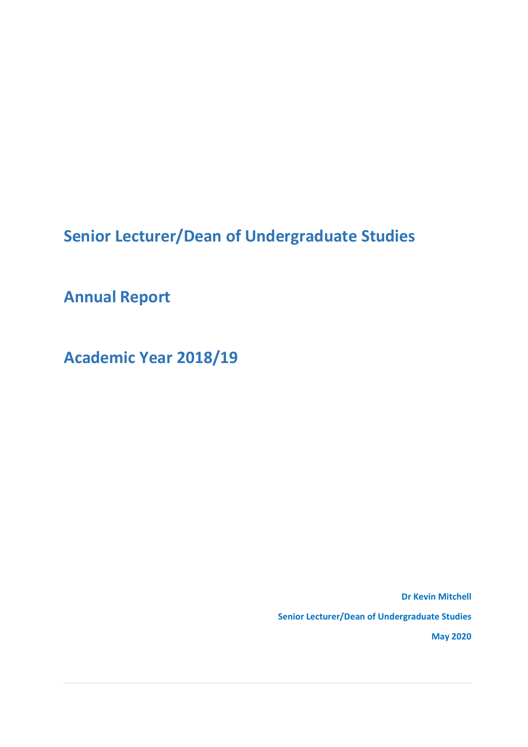# Senior Lecturer/Dean of Undergraduate Studies

# Annual Report

# Academic Year 2018/19

**Dr Kevin Mitchell**

**Senior Lecturer/Dean of Undergraduate Studies**

**May 2020**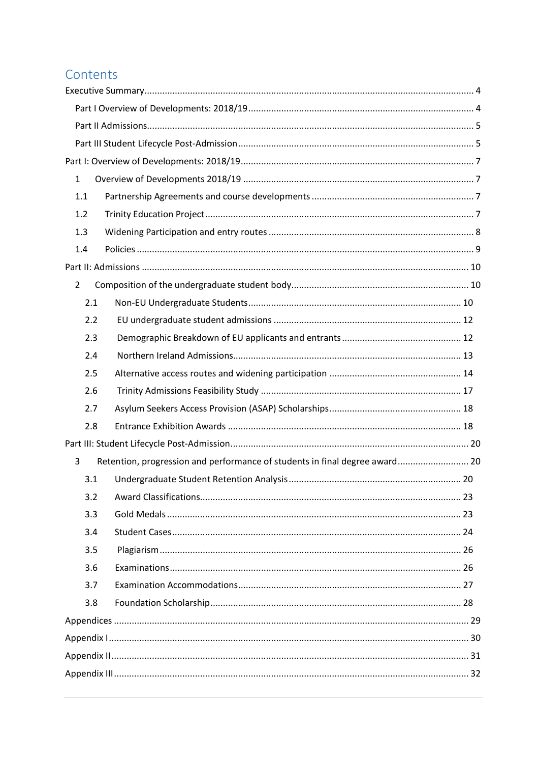# Contents

Executive Summary ..... 4

- Part I Overview of Developments: 2018/19 ..... 4
- Part II Admissions ..... 5
- Part III Student Lifecycle Post-Admission ..... 5

Part I: Overview of Developments: 2018/19 ..... 7

- 1 Overview of Developments 2018/19 ..... 7
- 1.1 Partnership Agreements and course developments ..... 7
- 1.2 Trinity Education Project ..... 7
- 1.3 Widening Participation and entry routes ..... 8
- 1.4 Policies ..... 9

Part II: Admissions ..... 10

- 2 Composition of the undergraduate student body ..... 10
  - 2.1 Non-EU Undergraduate Students ..... 10
  - 2.2 EU undergraduate student admissions ..... 12
  - 2.3 Demographic Breakdown of EU applicants and entrants ..... 12
  - 2.4 Northern Ireland Admissions ..... 13
  - 2.5 Alternative access routes and widening participation ..... 14
  - 2.6 Trinity Admissions Feasibility Study ..... 17
  - 2.7 Asylum Seekers Access Provision (ASAP) Scholarships ..... 18
  - 2.8 Entrance Exhibition Awards ..... 18

Part III: Student Lifecycle Post-Admission ..... 20

- 3 Retention, progression and performance of students in final degree award ..... 20
  - 3.1 Undergraduate Student Retention Analysis ..... 20
  - 3.2 Award Classifications ..... 23
  - 3.3 Gold Medals ..... 23
  - 3.4 Student Cases ..... 24
  - 3.5 Plagiarism ..... 26
  - 3.6 Examinations ..... 26
  - 3.7 Examination Accommodations ..... 27
  - 3.8 Foundation Scholarship ..... 28

Appendices ..... 29

Appendix I ..... 30

Appendix II ..... 31

Appendix III ..... 32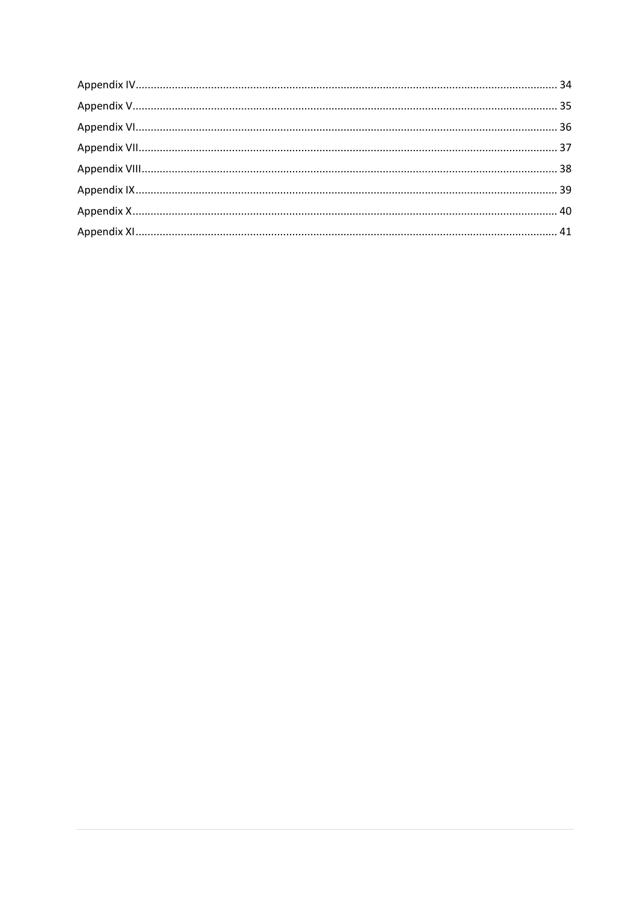Appendix IV................................................................................................................................ 34

Appendix V................................................................................................................................. 35

Appendix VI................................................................................................................................ 36

Appendix VII............................................................................................................................... 37

Appendix VIII.............................................................................................................................. 38

Appendix IX................................................................................................................................ 39

Appendix X................................................................................................................................. 40

Appendix XI................................................................................................................................ 41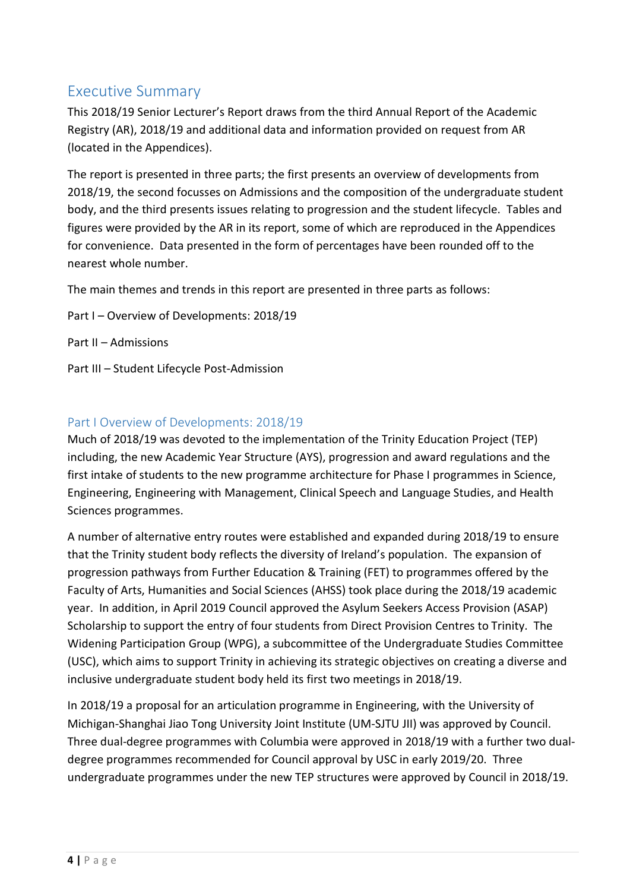## Executive Summary

This 2018/19 Senior Lecturer's Report draws from the third Annual Report of the Academic Registry (AR), 2018/19 and additional data and information provided on request from AR (located in the Appendices).

The report is presented in three parts; the first presents an overview of developments from 2018/19, the second focusses on Admissions and the composition of the undergraduate student body, and the third presents issues relating to progression and the student lifecycle. Tables and figures were provided by the AR in its report, some of which are reproduced in the Appendices for convenience. Data presented in the form of percentages have been rounded off to the nearest whole number.

The main themes and trends in this report are presented in three parts as follows:

Part I – Overview of Developments: 2018/19

Part II – Admissions

Part III – Student Lifecycle Post-Admission

### Part I Overview of Developments: 2018/19

Much of 2018/19 was devoted to the implementation of the Trinity Education Project (TEP) including, the new Academic Year Structure (AYS), progression and award regulations and the first intake of students to the new programme architecture for Phase I programmes in Science, Engineering, Engineering with Management, Clinical Speech and Language Studies, and Health Sciences programmes.

A number of alternative entry routes were established and expanded during 2018/19 to ensure that the Trinity student body reflects the diversity of Ireland's population. The expansion of progression pathways from Further Education & Training (FET) to programmes offered by the Faculty of Arts, Humanities and Social Sciences (AHSS) took place during the 2018/19 academic year. In addition, in April 2019 Council approved the Asylum Seekers Access Provision (ASAP) Scholarship to support the entry of four students from Direct Provision Centres to Trinity. The Widening Participation Group (WPG), a subcommittee of the Undergraduate Studies Committee (USC), which aims to support Trinity in achieving its strategic objectives on creating a diverse and inclusive undergraduate student body held its first two meetings in 2018/19.

In 2018/19 a proposal for an articulation programme in Engineering, with the University of Michigan-Shanghai Jiao Tong University Joint Institute (UM-SJTU JII) was approved by Council. Three dual-degree programmes with Columbia were approved in 2018/19 with a further two dual-degree programmes recommended for Council approval by USC in early 2019/20. Three undergraduate programmes under the new TEP structures were approved by Council in 2018/19.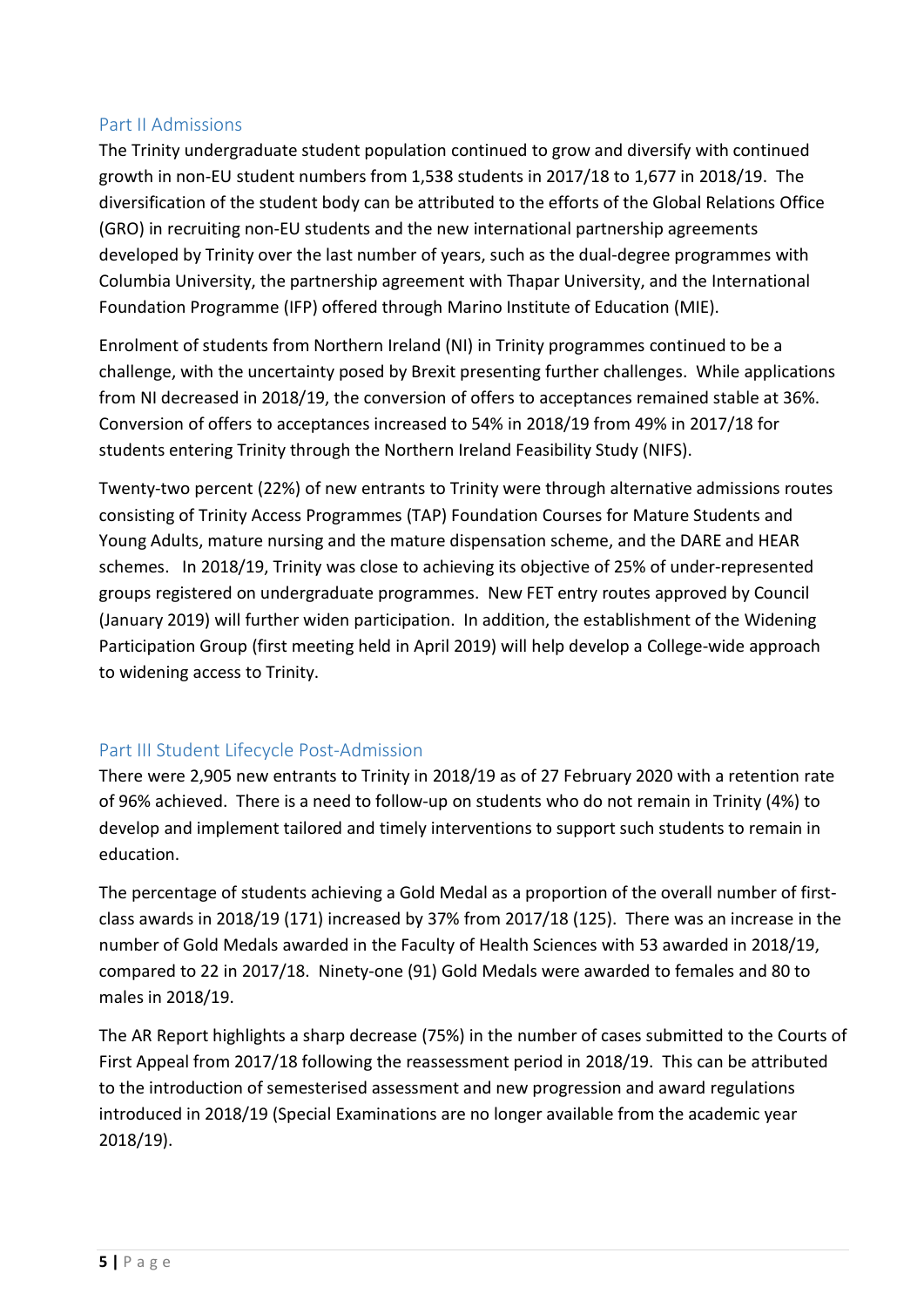## Part II Admissions

The Trinity undergraduate student population continued to grow and diversify with continued growth in non-EU student numbers from 1,538 students in 2017/18 to 1,677 in 2018/19. The diversification of the student body can be attributed to the efforts of the Global Relations Office (GRO) in recruiting non-EU students and the new international partnership agreements developed by Trinity over the last number of years, such as the dual-degree programmes with Columbia University, the partnership agreement with Thapar University, and the International Foundation Programme (IFP) offered through Marino Institute of Education (MIE).

Enrolment of students from Northern Ireland (NI) in Trinity programmes continued to be a challenge, with the uncertainty posed by Brexit presenting further challenges. While applications from NI decreased in 2018/19, the conversion of offers to acceptances remained stable at 36%. Conversion of offers to acceptances increased to 54% in 2018/19 from 49% in 2017/18 for students entering Trinity through the Northern Ireland Feasibility Study (NIFS).

Twenty-two percent (22%) of new entrants to Trinity were through alternative admissions routes consisting of Trinity Access Programmes (TAP) Foundation Courses for Mature Students and Young Adults, mature nursing and the mature dispensation scheme, and the DARE and HEAR schemes. In 2018/19, Trinity was close to achieving its objective of 25% of under-represented groups registered on undergraduate programmes. New FET entry routes approved by Council (January 2019) will further widen participation. In addition, the establishment of the Widening Participation Group (first meeting held in April 2019) will help develop a College-wide approach to widening access to Trinity.

## Part III Student Lifecycle Post-Admission

There were 2,905 new entrants to Trinity in 2018/19 as of 27 February 2020 with a retention rate of 96% achieved. There is a need to follow-up on students who do not remain in Trinity (4%) to develop and implement tailored and timely interventions to support such students to remain in education.

The percentage of students achieving a Gold Medal as a proportion of the overall number of first-class awards in 2018/19 (171) increased by 37% from 2017/18 (125). There was an increase in the number of Gold Medals awarded in the Faculty of Health Sciences with 53 awarded in 2018/19, compared to 22 in 2017/18. Ninety-one (91) Gold Medals were awarded to females and 80 to males in 2018/19.

The AR Report highlights a sharp decrease (75%) in the number of cases submitted to the Courts of First Appeal from 2017/18 following the reassessment period in 2018/19. This can be attributed to the introduction of semesterised assessment and new progression and award regulations introduced in 2018/19 (Special Examinations are no longer available from the academic year 2018/19).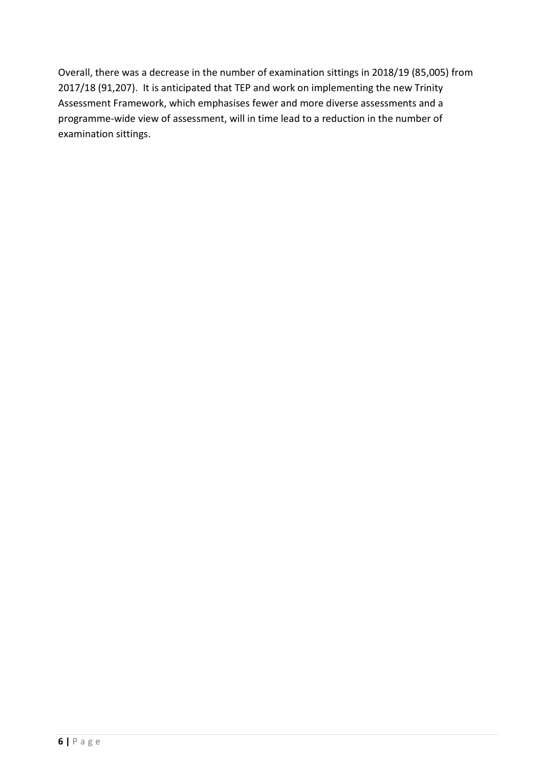Overall, there was a decrease in the number of examination sittings in 2018/19 (85,005) from 2017/18 (91,207). It is anticipated that TEP and work on implementing the new Trinity Assessment Framework, which emphasises fewer and more diverse assessments and a programme-wide view of assessment, will in time lead to a reduction in the number of examination sittings.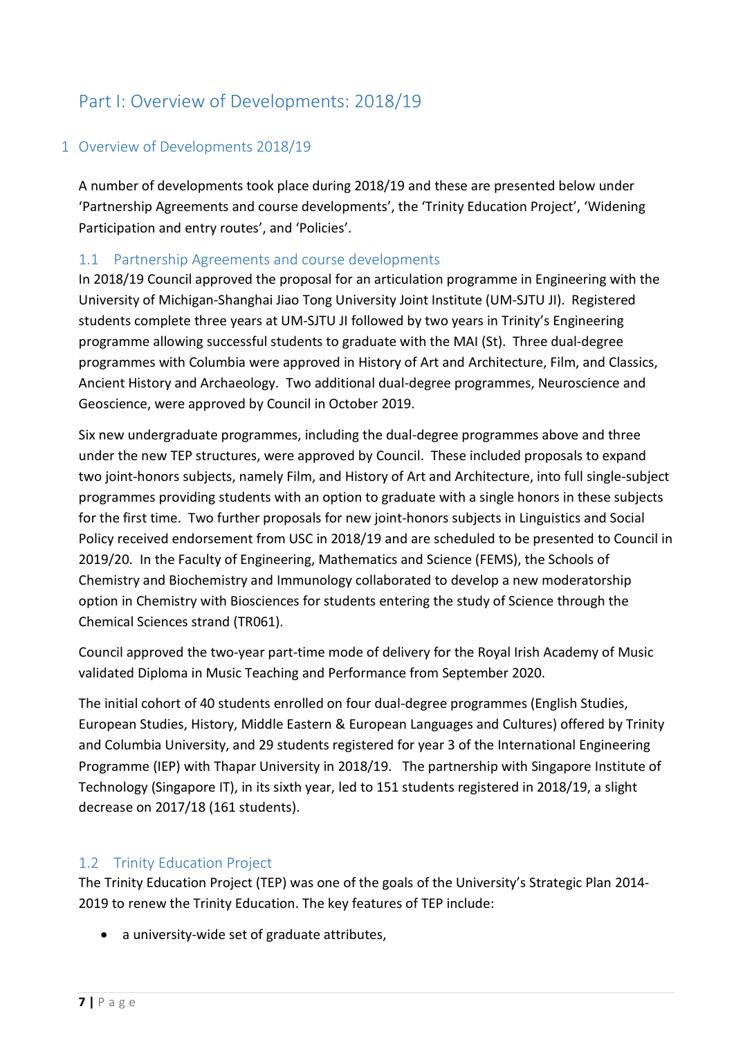# Part I: Overview of Developments: 2018/19

## 1 Overview of Developments 2018/19

A number of developments took place during 2018/19 and these are presented below under 'Partnership Agreements and course developments', the 'Trinity Education Project', 'Widening Participation and entry routes', and 'Policies'.

### 1.1 Partnership Agreements and course developments

In 2018/19 Council approved the proposal for an articulation programme in Engineering with the University of Michigan-Shanghai Jiao Tong University Joint Institute (UM-SJTU JI). Registered students complete three years at UM-SJTU JI followed by two years in Trinity's Engineering programme allowing successful students to graduate with the MAI (St). Three dual-degree programmes with Columbia were approved in History of Art and Architecture, Film, and Classics, Ancient History and Archaeology. Two additional dual-degree programmes, Neuroscience and Geoscience, were approved by Council in October 2019.

Six new undergraduate programmes, including the dual-degree programmes above and three under the new TEP structures, were approved by Council. These included proposals to expand two joint-honors subjects, namely Film, and History of Art and Architecture, into full single-subject programmes providing students with an option to graduate with a single honors in these subjects for the first time. Two further proposals for new joint-honors subjects in Linguistics and Social Policy received endorsement from USC in 2018/19 and are scheduled to be presented to Council in 2019/20. In the Faculty of Engineering, Mathematics and Science (FEMS), the Schools of Chemistry and Biochemistry and Immunology collaborated to develop a new moderatorship option in Chemistry with Biosciences for students entering the study of Science through the Chemical Sciences strand (TR061).

Council approved the two-year part-time mode of delivery for the Royal Irish Academy of Music validated Diploma in Music Teaching and Performance from September 2020.

The initial cohort of 40 students enrolled on four dual-degree programmes (English Studies, European Studies, History, Middle Eastern & European Languages and Cultures) offered by Trinity and Columbia University, and 29 students registered for year 3 of the International Engineering Programme (IEP) with Thapar University in 2018/19. The partnership with Singapore Institute of Technology (Singapore IT), in its sixth year, led to 151 students registered in 2018/19, a slight decrease on 2017/18 (161 students).

### 1.2 Trinity Education Project

The Trinity Education Project (TEP) was one of the goals of the University's Strategic Plan 2014-2019 to renew the Trinity Education. The key features of TEP include:

- a university-wide set of graduate attributes,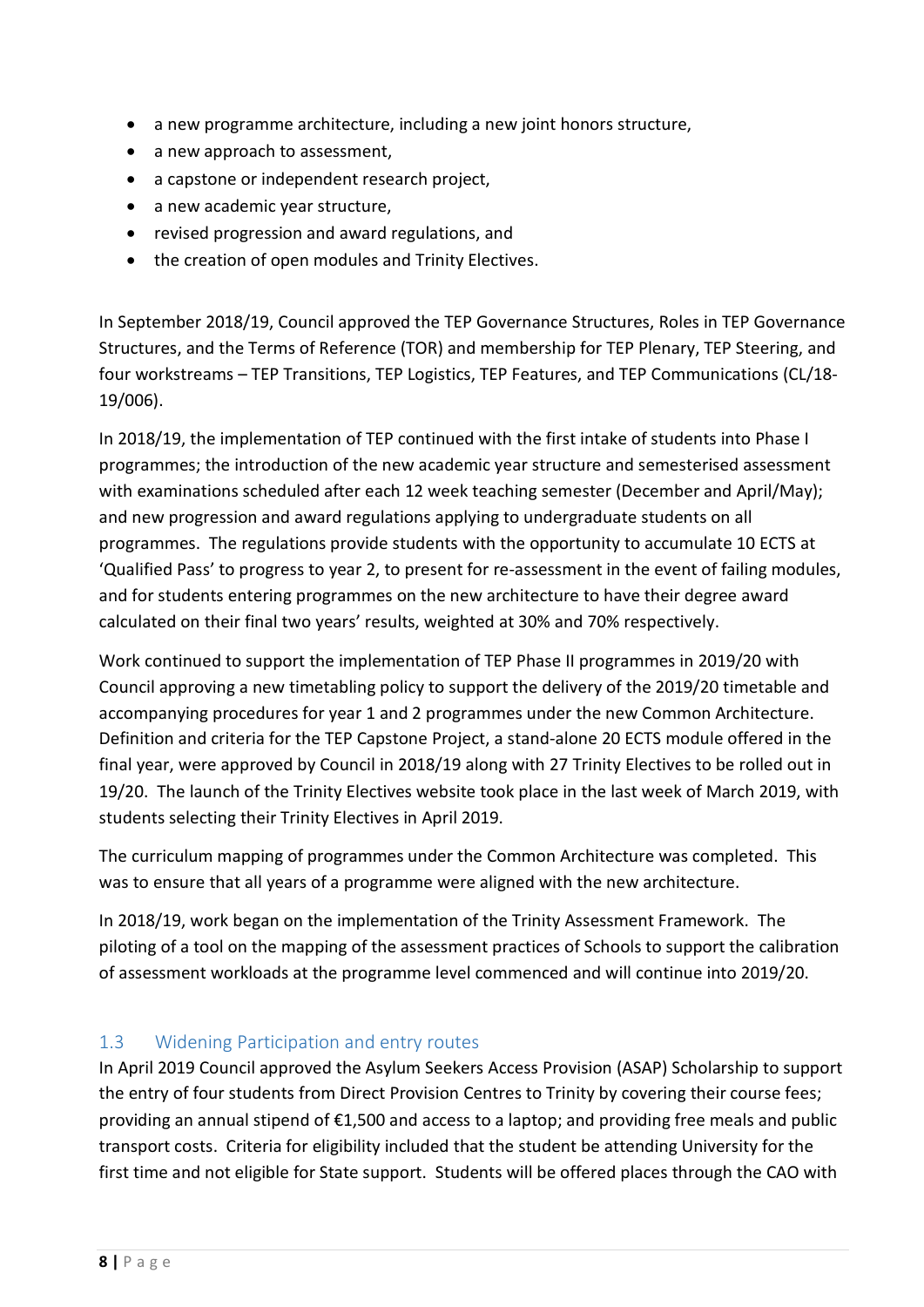- a new programme architecture, including a new joint honors structure,
- a new approach to assessment,
- a capstone or independent research project,
- a new academic year structure,
- revised progression and award regulations, and
- the creation of open modules and Trinity Electives.

In September 2018/19, Council approved the TEP Governance Structures, Roles in TEP Governance Structures, and the Terms of Reference (TOR) and membership for TEP Plenary, TEP Steering, and four workstreams – TEP Transitions, TEP Logistics, TEP Features, and TEP Communications (CL/18-19/006).

In 2018/19, the implementation of TEP continued with the first intake of students into Phase I programmes; the introduction of the new academic year structure and semesterised assessment with examinations scheduled after each 12 week teaching semester (December and April/May); and new progression and award regulations applying to undergraduate students on all programmes. The regulations provide students with the opportunity to accumulate 10 ECTS at 'Qualified Pass' to progress to year 2, to present for re-assessment in the event of failing modules, and for students entering programmes on the new architecture to have their degree award calculated on their final two years' results, weighted at 30% and 70% respectively.

Work continued to support the implementation of TEP Phase II programmes in 2019/20 with Council approving a new timetabling policy to support the delivery of the 2019/20 timetable and accompanying procedures for year 1 and 2 programmes under the new Common Architecture. Definition and criteria for the TEP Capstone Project, a stand-alone 20 ECTS module offered in the final year, were approved by Council in 2018/19 along with 27 Trinity Electives to be rolled out in 19/20. The launch of the Trinity Electives website took place in the last week of March 2019, with students selecting their Trinity Electives in April 2019.

The curriculum mapping of programmes under the Common Architecture was completed. This was to ensure that all years of a programme were aligned with the new architecture.

In 2018/19, work began on the implementation of the Trinity Assessment Framework. The piloting of a tool on the mapping of the assessment practices of Schools to support the calibration of assessment workloads at the programme level commenced and will continue into 2019/20.

## 1.3 Widening Participation and entry routes

In April 2019 Council approved the Asylum Seekers Access Provision (ASAP) Scholarship to support the entry of four students from Direct Provision Centres to Trinity by covering their course fees; providing an annual stipend of €1,500 and access to a laptop; and providing free meals and public transport costs. Criteria for eligibility included that the student be attending University for the first time and not eligible for State support. Students will be offered places through the CAO with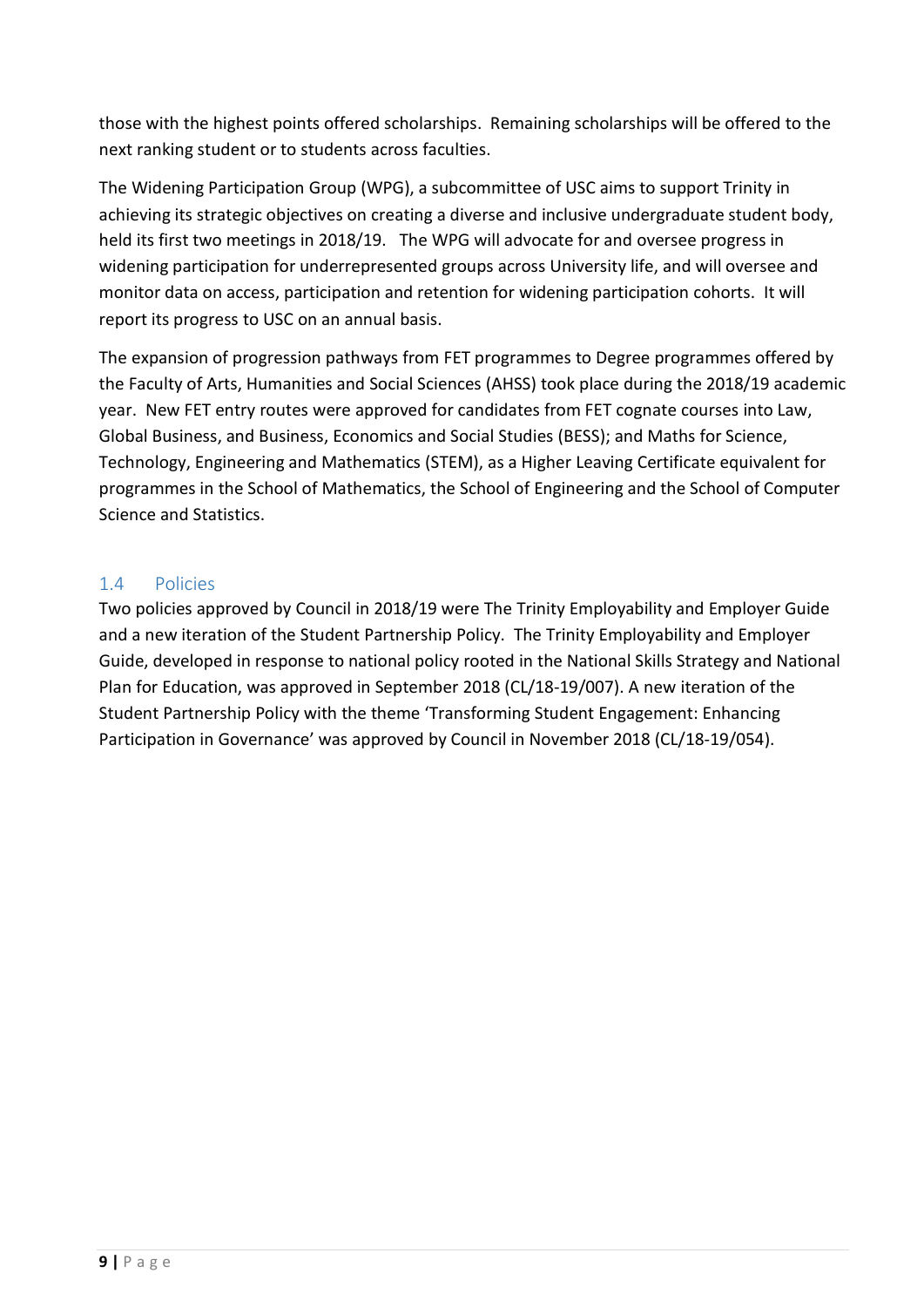those with the highest points offered scholarships. Remaining scholarships will be offered to the next ranking student or to students across faculties.

The Widening Participation Group (WPG), a subcommittee of USC aims to support Trinity in achieving its strategic objectives on creating a diverse and inclusive undergraduate student body, held its first two meetings in 2018/19. The WPG will advocate for and oversee progress in widening participation for underrepresented groups across University life, and will oversee and monitor data on access, participation and retention for widening participation cohorts. It will report its progress to USC on an annual basis.

The expansion of progression pathways from FET programmes to Degree programmes offered by the Faculty of Arts, Humanities and Social Sciences (AHSS) took place during the 2018/19 academic year. New FET entry routes were approved for candidates from FET cognate courses into Law, Global Business, and Business, Economics and Social Studies (BESS); and Maths for Science, Technology, Engineering and Mathematics (STEM), as a Higher Leaving Certificate equivalent for programmes in the School of Mathematics, the School of Engineering and the School of Computer Science and Statistics.

## 1.4 Policies

Two policies approved by Council in 2018/19 were The Trinity Employability and Employer Guide and a new iteration of the Student Partnership Policy. The Trinity Employability and Employer Guide, developed in response to national policy rooted in the National Skills Strategy and National Plan for Education, was approved in September 2018 (CL/18-19/007). A new iteration of the Student Partnership Policy with the theme 'Transforming Student Engagement: Enhancing Participation in Governance' was approved by Council in November 2018 (CL/18-19/054).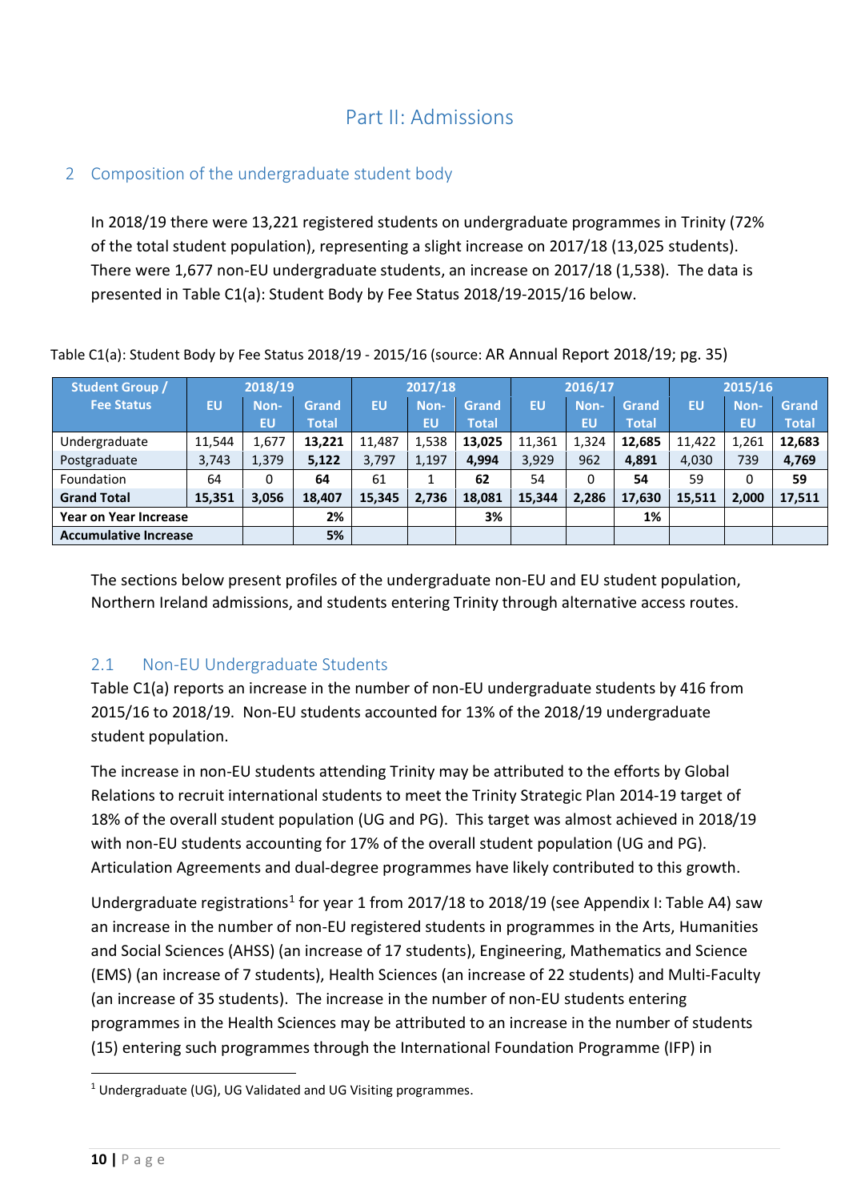# Part II: Admissions

## 2 Composition of the undergraduate student body

In 2018/19 there were 13,221 registered students on undergraduate programmes in Trinity (72% of the total student population), representing a slight increase on 2017/18 (13,025 students). There were 1,677 non-EU undergraduate students, an increase on 2017/18 (1,538). The data is presented in Table C1(a): Student Body by Fee Status 2018/19-2015/16 below.

Table C1(a): Student Body by Fee Status 2018/19 - 2015/16 (source: AR Annual Report 2018/19; pg. 35)

| Student Group / Fee Status | 2018/19 | | | 2017/18 | | | 2016/17 | | | 2015/16 | | |
|---|---|---|---|---|---|---|---|---|---|---|---|---|
| | EU | Non-EU | Grand Total | EU | Non-EU | Grand Total | EU | Non-EU | Grand Total | EU | Non-EU | Grand Total |
| Undergraduate | 11,544 | 1,677 | **13,221** | 11,487 | 1,538 | **13,025** | 11,361 | 1,324 | **12,685** | 11,422 | 1,261 | **12,683** |
| Postgraduate | 3,743 | 1,379 | **5,122** | 3,797 | 1,197 | **4,994** | 3,929 | 962 | **4,891** | 4,030 | 739 | **4,769** |
| Foundation | 64 | 0 | **64** | 61 | 1 | **62** | 54 | 0 | **54** | 59 | 0 | **59** |
| **Grand Total** | **15,351** | **3,056** | 18,407 | **15,345** | **2,736** | 18,081 | **15,344** | **2,286** | 17,630 | **15,511** | **2,000** | 17,511 |
| **Year on Year Increase** | | | **2%** | | | **3%** | | | **1%** | | | |
| **Accumulative Increase** | | | **5%** | | | | | | | | | |

The sections below present profiles of the undergraduate non-EU and EU student population, Northern Ireland admissions, and students entering Trinity through alternative access routes.

### 2.1 Non-EU Undergraduate Students

Table C1(a) reports an increase in the number of non-EU undergraduate students by 416 from 2015/16 to 2018/19. Non-EU students accounted for 13% of the 2018/19 undergraduate student population.

The increase in non-EU students attending Trinity may be attributed to the efforts by Global Relations to recruit international students to meet the Trinity Strategic Plan 2014-19 target of 18% of the overall student population (UG and PG). This target was almost achieved in 2018/19 with non-EU students accounting for 17% of the overall student population (UG and PG). Articulation Agreements and dual-degree programmes have likely contributed to this growth.

Undergraduate registrations[1] for year 1 from 2017/18 to 2018/19 (see Appendix I: Table A4) saw an increase in the number of non-EU registered students in programmes in the Arts, Humanities and Social Sciences (AHSS) (an increase of 17 students), Engineering, Mathematics and Science (EMS) (an increase of 7 students), Health Sciences (an increase of 22 students) and Multi-Faculty (an increase of 35 students). The increase in the number of non-EU students entering programmes in the Health Sciences may be attributed to an increase in the number of students (15) entering such programmes through the International Foundation Programme (IFP) in

[1] Undergraduate (UG), UG Validated and UG Visiting programmes.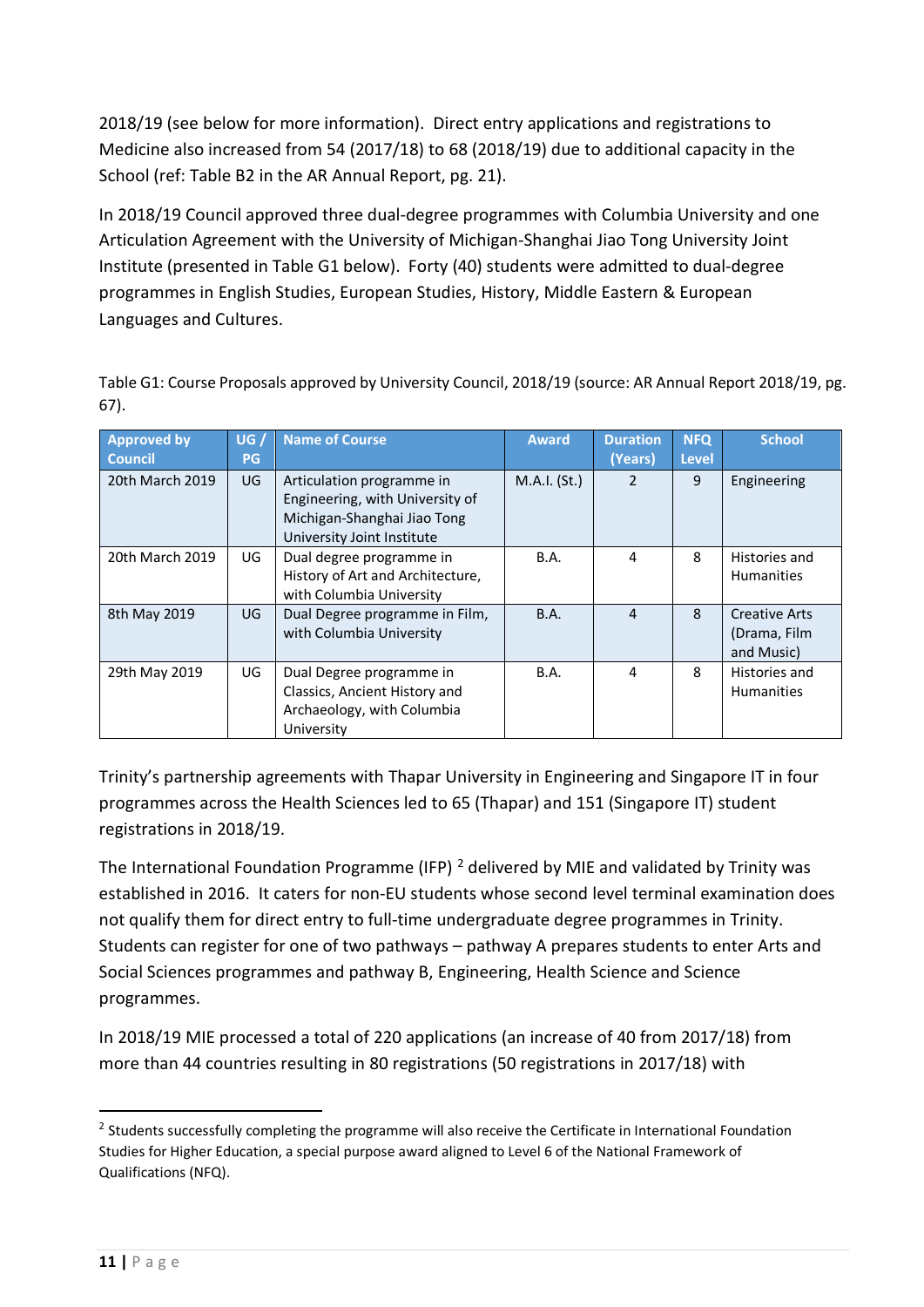2018/19 (see below for more information). Direct entry applications and registrations to Medicine also increased from 54 (2017/18) to 68 (2018/19) due to additional capacity in the School (ref: Table B2 in the AR Annual Report, pg. 21).

In 2018/19 Council approved three dual-degree programmes with Columbia University and one Articulation Agreement with the University of Michigan-Shanghai Jiao Tong University Joint Institute (presented in Table G1 below). Forty (40) students were admitted to dual-degree programmes in English Studies, European Studies, History, Middle Eastern & European Languages and Cultures.

Table G1: Course Proposals approved by University Council, 2018/19 (source: AR Annual Report 2018/19, pg. 67).

| Approved by Council | UG / PG | Name of Course | Award | Duration (Years) | NFQ Level | School |
|---|---|---|---|---|---|---|
| 20th March 2019 | UG | Articulation programme in Engineering, with University of Michigan-Shanghai Jiao Tong University Joint Institute | M.A.I. (St.) | 2 | 9 | Engineering |
| 20th March 2019 | UG | Dual degree programme in History of Art and Architecture, with Columbia University | B.A. | 4 | 8 | Histories and Humanities |
| 8th May 2019 | UG | Dual Degree programme in Film, with Columbia University | B.A. | 4 | 8 | Creative Arts (Drama, Film and Music) |
| 29th May 2019 | UG | Dual Degree programme in Classics, Ancient History and Archaeology, with Columbia University | B.A. | 4 | 8 | Histories and Humanities |

Trinity's partnership agreements with Thapar University in Engineering and Singapore IT in four programmes across the Health Sciences led to 65 (Thapar) and 151 (Singapore IT) student registrations in 2018/19.

The International Foundation Programme (IFP) [2] delivered by MIE and validated by Trinity was established in 2016. It caters for non-EU students whose second level terminal examination does not qualify them for direct entry to full-time undergraduate degree programmes in Trinity. Students can register for one of two pathways – pathway A prepares students to enter Arts and Social Sciences programmes and pathway B, Engineering, Health Science and Science programmes.

In 2018/19 MIE processed a total of 220 applications (an increase of 40 from 2017/18) from more than 44 countries resulting in 80 registrations (50 registrations in 2017/18) with

[2] Students successfully completing the programme will also receive the Certificate in International Foundation Studies for Higher Education, a special purpose award aligned to Level 6 of the National Framework of Qualifications (NFQ).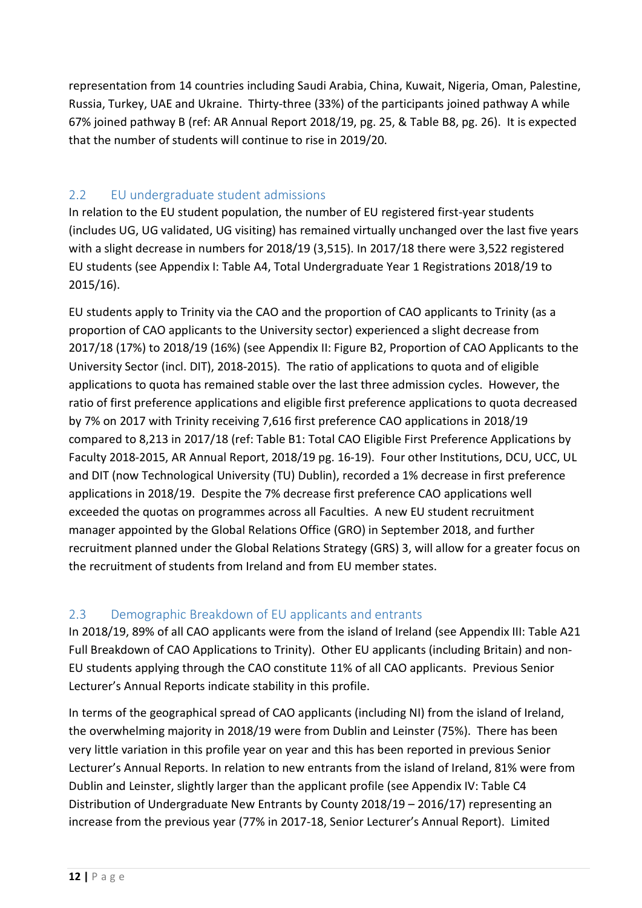representation from 14 countries including Saudi Arabia, China, Kuwait, Nigeria, Oman, Palestine, Russia, Turkey, UAE and Ukraine. Thirty-three (33%) of the participants joined pathway A while 67% joined pathway B (ref: AR Annual Report 2018/19, pg. 25, & Table B8, pg. 26). It is expected that the number of students will continue to rise in 2019/20.

## 2.2 EU undergraduate student admissions

In relation to the EU student population, the number of EU registered first-year students (includes UG, UG validated, UG visiting) has remained virtually unchanged over the last five years with a slight decrease in numbers for 2018/19 (3,515). In 2017/18 there were 3,522 registered EU students (see Appendix I: Table A4, Total Undergraduate Year 1 Registrations 2018/19 to 2015/16).

EU students apply to Trinity via the CAO and the proportion of CAO applicants to Trinity (as a proportion of CAO applicants to the University sector) experienced a slight decrease from 2017/18 (17%) to 2018/19 (16%) (see Appendix II: Figure B2, Proportion of CAO Applicants to the University Sector (incl. DIT), 2018-2015). The ratio of applications to quota and of eligible applications to quota has remained stable over the last three admission cycles. However, the ratio of first preference applications and eligible first preference applications to quota decreased by 7% on 2017 with Trinity receiving 7,616 first preference CAO applications in 2018/19 compared to 8,213 in 2017/18 (ref: Table B1: Total CAO Eligible First Preference Applications by Faculty 2018-2015, AR Annual Report, 2018/19 pg. 16-19). Four other Institutions, DCU, UCC, UL and DIT (now Technological University (TU) Dublin), recorded a 1% decrease in first preference applications in 2018/19. Despite the 7% decrease first preference CAO applications well exceeded the quotas on programmes across all Faculties. A new EU student recruitment manager appointed by the Global Relations Office (GRO) in September 2018, and further recruitment planned under the Global Relations Strategy (GRS) 3, will allow for a greater focus on the recruitment of students from Ireland and from EU member states.

## 2.3 Demographic Breakdown of EU applicants and entrants

In 2018/19, 89% of all CAO applicants were from the island of Ireland (see Appendix III: Table A21 Full Breakdown of CAO Applications to Trinity). Other EU applicants (including Britain) and non-EU students applying through the CAO constitute 11% of all CAO applicants. Previous Senior Lecturer's Annual Reports indicate stability in this profile.

In terms of the geographical spread of CAO applicants (including NI) from the island of Ireland, the overwhelming majority in 2018/19 were from Dublin and Leinster (75%). There has been very little variation in this profile year on year and this has been reported in previous Senior Lecturer's Annual Reports. In relation to new entrants from the island of Ireland, 81% were from Dublin and Leinster, slightly larger than the applicant profile (see Appendix IV: Table C4 Distribution of Undergraduate New Entrants by County 2018/19 – 2016/17) representing an increase from the previous year (77% in 2017-18, Senior Lecturer's Annual Report). Limited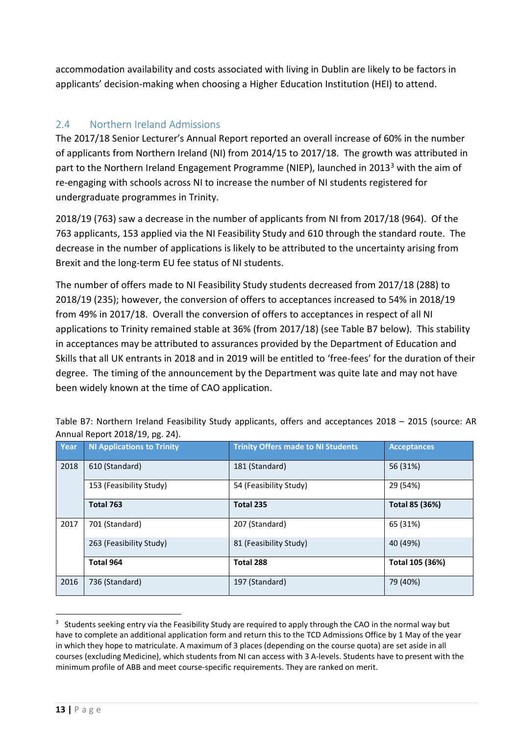accommodation availability and costs associated with living in Dublin are likely to be factors in applicants' decision-making when choosing a Higher Education Institution (HEI) to attend.

### 2.4 Northern Ireland Admissions

The 2017/18 Senior Lecturer's Annual Report reported an overall increase of 60% in the number of applicants from Northern Ireland (NI) from 2014/15 to 2017/18. The growth was attributed in part to the Northern Ireland Engagement Programme (NIEP), launched in 2013[3] with the aim of re-engaging with schools across NI to increase the number of NI students registered for undergraduate programmes in Trinity.

2018/19 (763) saw a decrease in the number of applicants from NI from 2017/18 (964). Of the 763 applicants, 153 applied via the NI Feasibility Study and 610 through the standard route. The decrease in the number of applications is likely to be attributed to the uncertainty arising from Brexit and the long-term EU fee status of NI students.

The number of offers made to NI Feasibility Study students decreased from 2017/18 (288) to 2018/19 (235); however, the conversion of offers to acceptances increased to 54% in 2018/19 from 49% in 2017/18. Overall the conversion of offers to acceptances in respect of all NI applications to Trinity remained stable at 36% (from 2017/18) (see Table B7 below). This stability in acceptances may be attributed to assurances provided by the Department of Education and Skills that all UK entrants in 2018 and in 2019 will be entitled to 'free-fees' for the duration of their degree. The timing of the announcement by the Department was quite late and may not have been widely known at the time of CAO application.

Table B7: Northern Ireland Feasibility Study applicants, offers and acceptances 2018 – 2015 (source: AR Annual Report 2018/19, pg. 24).

| Year | NI Applications to Trinity | Trinity Offers made to NI Students | Acceptances |
|---|---|---|---|
| 2018 | 610 (Standard) | 181 (Standard) | 56 (31%) |
| | 153 (Feasibility Study) | 54 (Feasibility Study) | 29 (54%) |
| | **Total 763** | **Total 235** | **Total 85 (36%)** |
| 2017 | 701 (Standard) | 207 (Standard) | 65 (31%) |
| | 263 (Feasibility Study) | 81 (Feasibility Study) | 40 (49%) |
| | **Total 964** | **Total 288** | **Total 105 (36%)** |
| 2016 | 736 (Standard) | 197 (Standard) | 79 (40%) |

[3] Students seeking entry via the Feasibility Study are required to apply through the CAO in the normal way but have to complete an additional application form and return this to the TCD Admissions Office by 1 May of the year in which they hope to matriculate. A maximum of 3 places (depending on the course quota) are set aside in all courses (excluding Medicine), which students from NI can access with 3 A-levels. Students have to present with the minimum profile of ABB and meet course-specific requirements. They are ranked on merit.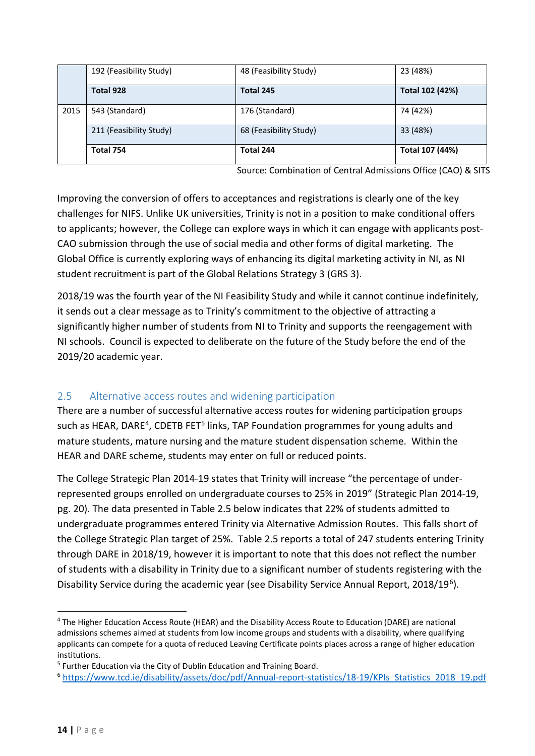| | | | |
|---|---|---|---|
| | 192 (Feasibility Study) | 48 (Feasibility Study) | 23 (48%) |
| | **Total 928** | **Total 245** | **Total 102 (42%)** |
| 2015 | 543 (Standard) | 176 (Standard) | 74 (42%) |
| | 211 (Feasibility Study) | 68 (Feasibility Study) | 33 (48%) |
| | **Total 754** | **Total 244** | **Total 107 (44%)** |

Source: Combination of Central Admissions Office (CAO) & SITS

Improving the conversion of offers to acceptances and registrations is clearly one of the key challenges for NIFS. Unlike UK universities, Trinity is not in a position to make conditional offers to applicants; however, the College can explore ways in which it can engage with applicants post-CAO submission through the use of social media and other forms of digital marketing. The Global Office is currently exploring ways of enhancing its digital marketing activity in NI, as NI student recruitment is part of the Global Relations Strategy 3 (GRS 3).

2018/19 was the fourth year of the NI Feasibility Study and while it cannot continue indefinitely, it sends out a clear message as to Trinity's commitment to the objective of attracting a significantly higher number of students from NI to Trinity and supports the reengagement with NI schools. Council is expected to deliberate on the future of the Study before the end of the 2019/20 academic year.

## 2.5 Alternative access routes and widening participation

There are a number of successful alternative access routes for widening participation groups such as HEAR, DARE[4], CDETB FET[5] links, TAP Foundation programmes for young adults and mature students, mature nursing and the mature student dispensation scheme. Within the HEAR and DARE scheme, students may enter on full or reduced points.

The College Strategic Plan 2014-19 states that Trinity will increase "the percentage of under-represented groups enrolled on undergraduate courses to 25% in 2019" (Strategic Plan 2014-19, pg. 20). The data presented in Table 2.5 below indicates that 22% of students admitted to undergraduate programmes entered Trinity via Alternative Admission Routes. This falls short of the College Strategic Plan target of 25%. Table 2.5 reports a total of 247 students entering Trinity through DARE in 2018/19, however it is important to note that this does not reflect the number of students with a disability in Trinity due to a significant number of students registering with the Disability Service during the academic year (see Disability Service Annual Report, 2018/19[6]).

---

[4] The Higher Education Access Route (HEAR) and the Disability Access Route to Education (DARE) are national admissions schemes aimed at students from low income groups and students with a disability, where qualifying applicants can compete for a quota of reduced Leaving Certificate points places across a range of higher education institutions.

[5] Further Education via the City of Dublin Education and Training Board.

[6] https://www.tcd.ie/disability/assets/doc/pdf/Annual-report-statistics/18-19/KPIs_Statistics_2018_19.pdf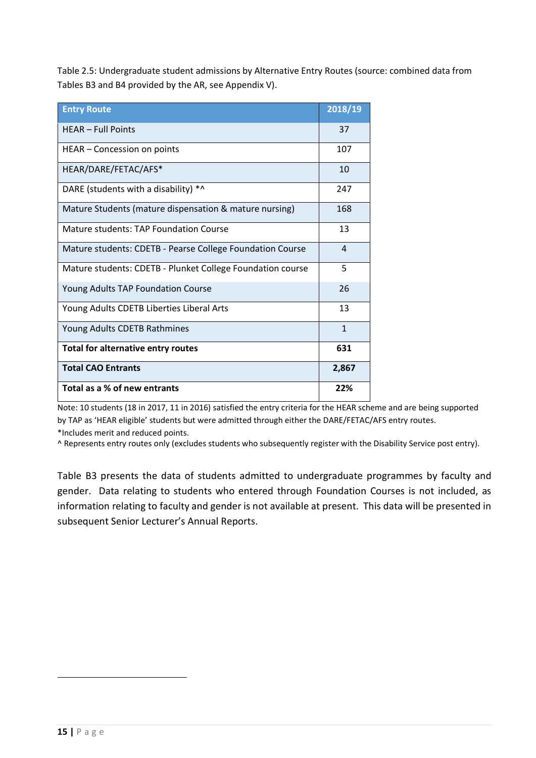Table 2.5: Undergraduate student admissions by Alternative Entry Routes (source: combined data from Tables B3 and B4 provided by the AR, see Appendix V).

| Entry Route | 2018/19 |
|---|---|
| HEAR – Full Points | 37 |
| HEAR – Concession on points | 107 |
| HEAR/DARE/FETAC/AFS* | 10 |
| DARE (students with a disability) *^ | 247 |
| Mature Students (mature dispensation & mature nursing) | 168 |
| Mature students: TAP Foundation Course | 13 |
| Mature students: CDETB - Pearse College Foundation Course | 4 |
| Mature students: CDETB - Plunket College Foundation course | 5 |
| Young Adults TAP Foundation Course | 26 |
| Young Adults CDETB Liberties Liberal Arts | 13 |
| Young Adults CDETB Rathmines | 1 |
| **Total for alternative entry routes** | **631** |
| **Total CAO Entrants** | **2,867** |
| **Total as a % of new entrants** | **22%** |

Note: 10 students (18 in 2017, 11 in 2016) satisfied the entry criteria for the HEAR scheme and are being supported by TAP as 'HEAR eligible' students but were admitted through either the DARE/FETAC/AFS entry routes.
*Includes merit and reduced points.
^ Represents entry routes only (excludes students who subsequently register with the Disability Service post entry).

Table B3 presents the data of students admitted to undergraduate programmes by faculty and gender. Data relating to students who entered through Foundation Courses is not included, as information relating to faculty and gender is not available at present. This data will be presented in subsequent Senior Lecturer's Annual Reports.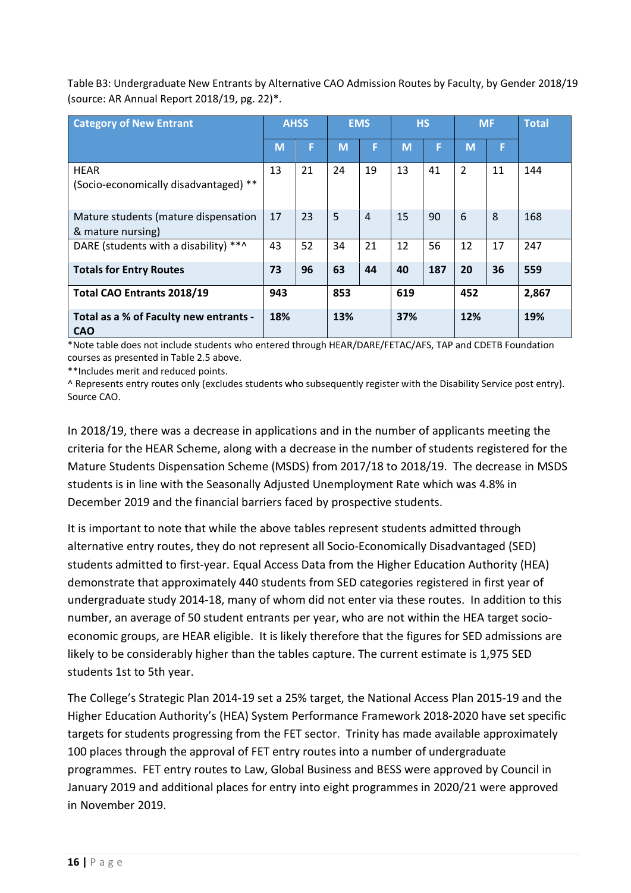Table B3: Undergraduate New Entrants by Alternative CAO Admission Routes by Faculty, by Gender 2018/19 (source: AR Annual Report 2018/19, pg. 22)*.

| Category of New Entrant | AHSS | | EMS | | HS | | MF | | Total |
|---|---|---|---|---|---|---|---|---|---|
| | M | F | M | F | M | F | M | F | |
| HEAR (Socio-economically disadvantaged) ** | 13 | 21 | 24 | 19 | 13 | 41 | 2 | 11 | 144 |
| Mature students (mature dispensation & mature nursing) | 17 | 23 | 5 | 4 | 15 | 90 | 6 | 8 | 168 |
| DARE (students with a disability) **^ | 43 | 52 | 34 | 21 | 12 | 56 | 12 | 17 | 247 |
| **Totals for Entry Routes** | **73** | **96** | **63** | **44** | **40** | **187** | **20** | **36** | **559** |
| **Total CAO Entrants 2018/19** | **943** | | **853** | | **619** | | **452** | | **2,867** |
| **Total as a % of Faculty new entrants - CAO** | **18%** | | **13%** | | **37%** | | **12%** | | **19%** |

*Note table does not include students who entered through HEAR/DARE/FETAC/AFS, TAP and CDETB Foundation courses as presented in Table 2.5 above.
**Includes merit and reduced points.
^ Represents entry routes only (excludes students who subsequently register with the Disability Service post entry). Source CAO.

In 2018/19, there was a decrease in applications and in the number of applicants meeting the criteria for the HEAR Scheme, along with a decrease in the number of students registered for the Mature Students Dispensation Scheme (MSDS) from 2017/18 to 2018/19. The decrease in MSDS students is in line with the Seasonally Adjusted Unemployment Rate which was 4.8% in December 2019 and the financial barriers faced by prospective students.

It is important to note that while the above tables represent students admitted through alternative entry routes, they do not represent all Socio-Economically Disadvantaged (SED) students admitted to first-year. Equal Access Data from the Higher Education Authority (HEA) demonstrate that approximately 440 students from SED categories registered in first year of undergraduate study 2014-18, many of whom did not enter via these routes. In addition to this number, an average of 50 student entrants per year, who are not within the HEA target socio-economic groups, are HEAR eligible. It is likely therefore that the figures for SED admissions are likely to be considerably higher than the tables capture. The current estimate is 1,975 SED students 1st to 5th year.

The College's Strategic Plan 2014-19 set a 25% target, the National Access Plan 2015-19 and the Higher Education Authority's (HEA) System Performance Framework 2018-2020 have set specific targets for students progressing from the FET sector. Trinity has made available approximately 100 places through the approval of FET entry routes into a number of undergraduate programmes. FET entry routes to Law, Global Business and BESS were approved by Council in January 2019 and additional places for entry into eight programmes in 2020/21 were approved in November 2019.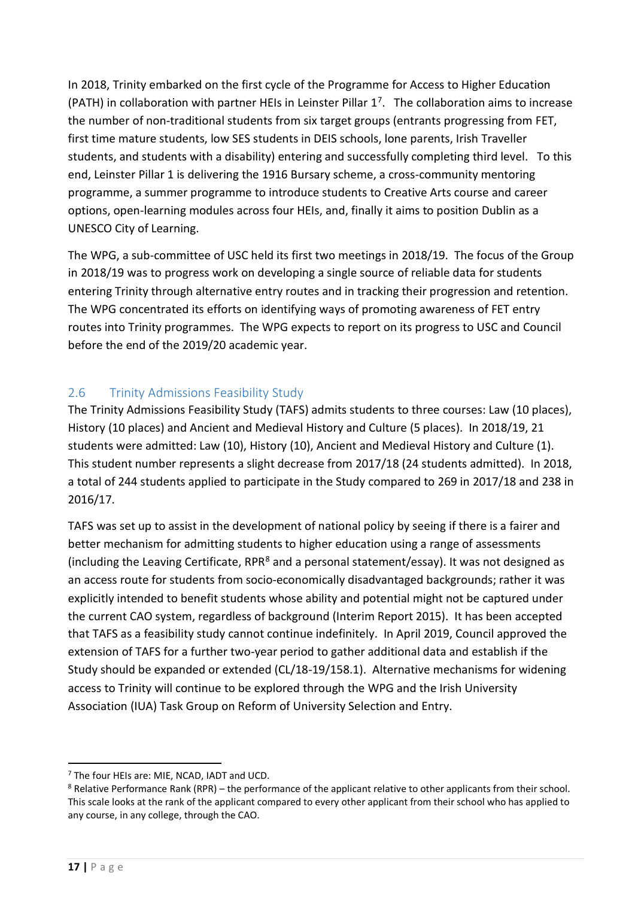In 2018, Trinity embarked on the first cycle of the Programme for Access to Higher Education (PATH) in collaboration with partner HEIs in Leinster Pillar 1[7]. The collaboration aims to increase the number of non-traditional students from six target groups (entrants progressing from FET, first time mature students, low SES students in DEIS schools, lone parents, Irish Traveller students, and students with a disability) entering and successfully completing third level. To this end, Leinster Pillar 1 is delivering the 1916 Bursary scheme, a cross-community mentoring programme, a summer programme to introduce students to Creative Arts course and career options, open-learning modules across four HEIs, and, finally it aims to position Dublin as a UNESCO City of Learning.

The WPG, a sub-committee of USC held its first two meetings in 2018/19. The focus of the Group in 2018/19 was to progress work on developing a single source of reliable data for students entering Trinity through alternative entry routes and in tracking their progression and retention. The WPG concentrated its efforts on identifying ways of promoting awareness of FET entry routes into Trinity programmes. The WPG expects to report on its progress to USC and Council before the end of the 2019/20 academic year.

## 2.6 Trinity Admissions Feasibility Study

The Trinity Admissions Feasibility Study (TAFS) admits students to three courses: Law (10 places), History (10 places) and Ancient and Medieval History and Culture (5 places). In 2018/19, 21 students were admitted: Law (10), History (10), Ancient and Medieval History and Culture (1). This student number represents a slight decrease from 2017/18 (24 students admitted). In 2018, a total of 244 students applied to participate in the Study compared to 269 in 2017/18 and 238 in 2016/17.

TAFS was set up to assist in the development of national policy by seeing if there is a fairer and better mechanism for admitting students to higher education using a range of assessments (including the Leaving Certificate, RPR[8] and a personal statement/essay). It was not designed as an access route for students from socio-economically disadvantaged backgrounds; rather it was explicitly intended to benefit students whose ability and potential might not be captured under the current CAO system, regardless of background (Interim Report 2015). It has been accepted that TAFS as a feasibility study cannot continue indefinitely. In April 2019, Council approved the extension of TAFS for a further two-year period to gather additional data and establish if the Study should be expanded or extended (CL/18-19/158.1). Alternative mechanisms for widening access to Trinity will continue to be explored through the WPG and the Irish University Association (IUA) Task Group on Reform of University Selection and Entry.

---

[7] The four HEIs are: MIE, NCAD, IADT and UCD.

[8] Relative Performance Rank (RPR) – the performance of the applicant relative to other applicants from their school. This scale looks at the rank of the applicant compared to every other applicant from their school who has applied to any course, in any college, through the CAO.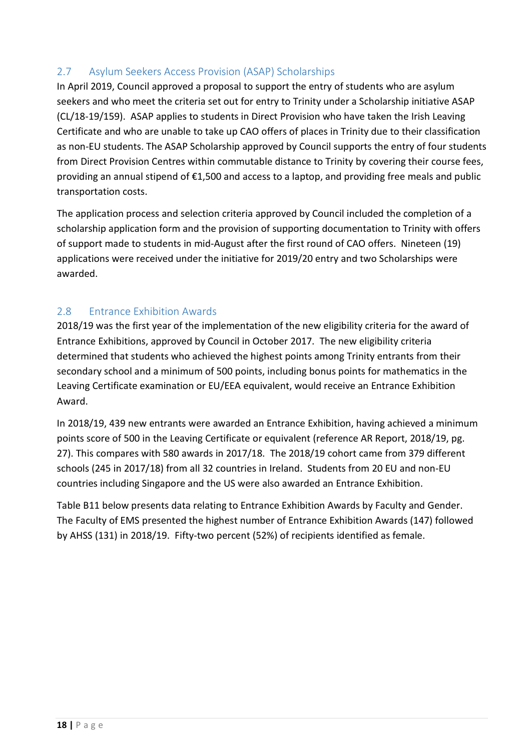## 2.7 Asylum Seekers Access Provision (ASAP) Scholarships

In April 2019, Council approved a proposal to support the entry of students who are asylum seekers and who meet the criteria set out for entry to Trinity under a Scholarship initiative ASAP (CL/18-19/159). ASAP applies to students in Direct Provision who have taken the Irish Leaving Certificate and who are unable to take up CAO offers of places in Trinity due to their classification as non-EU students. The ASAP Scholarship approved by Council supports the entry of four students from Direct Provision Centres within commutable distance to Trinity by covering their course fees, providing an annual stipend of €1,500 and access to a laptop, and providing free meals and public transportation costs.

The application process and selection criteria approved by Council included the completion of a scholarship application form and the provision of supporting documentation to Trinity with offers of support made to students in mid-August after the first round of CAO offers. Nineteen (19) applications were received under the initiative for 2019/20 entry and two Scholarships were awarded.

## 2.8 Entrance Exhibition Awards

2018/19 was the first year of the implementation of the new eligibility criteria for the award of Entrance Exhibitions, approved by Council in October 2017. The new eligibility criteria determined that students who achieved the highest points among Trinity entrants from their secondary school and a minimum of 500 points, including bonus points for mathematics in the Leaving Certificate examination or EU/EEA equivalent, would receive an Entrance Exhibition Award.

In 2018/19, 439 new entrants were awarded an Entrance Exhibition, having achieved a minimum points score of 500 in the Leaving Certificate or equivalent (reference AR Report, 2018/19, pg. 27). This compares with 580 awards in 2017/18. The 2018/19 cohort came from 379 different schools (245 in 2017/18) from all 32 countries in Ireland. Students from 20 EU and non-EU countries including Singapore and the US were also awarded an Entrance Exhibition.

Table B11 below presents data relating to Entrance Exhibition Awards by Faculty and Gender. The Faculty of EMS presented the highest number of Entrance Exhibition Awards (147) followed by AHSS (131) in 2018/19. Fifty-two percent (52%) of recipients identified as female.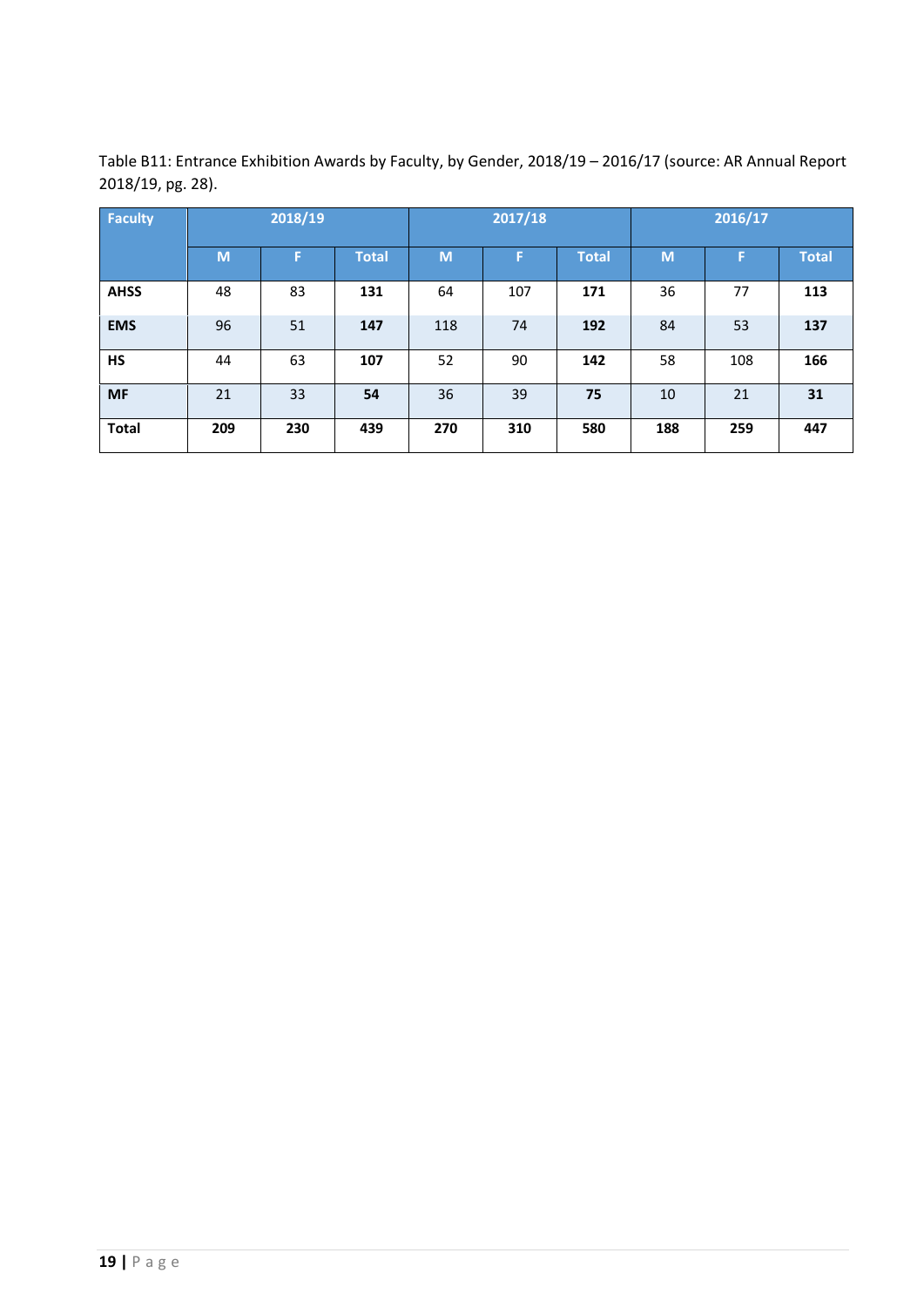Table B11: Entrance Exhibition Awards by Faculty, by Gender, 2018/19 – 2016/17 (source: AR Annual Report 2018/19, pg. 28).

| Faculty | 2018/19 | | | 2017/18 | | | 2016/17 | | |
|---|---|---|---|---|---|---|---|---|---|
| | M | F | Total | M | F | Total | M | F | Total |
| **AHSS** | 48 | 83 | **131** | 64 | 107 | **171** | 36 | 77 | **113** |
| **EMS** | 96 | 51 | **147** | 118 | 74 | **192** | 84 | 53 | **137** |
| **HS** | 44 | 63 | **107** | 52 | 90 | **142** | 58 | 108 | **166** |
| **MF** | 21 | 33 | **54** | 36 | 39 | **75** | 10 | 21 | **31** |
| **Total** | **209** | **230** | **439** | **270** | **310** | **580** | **188** | **259** | **447** |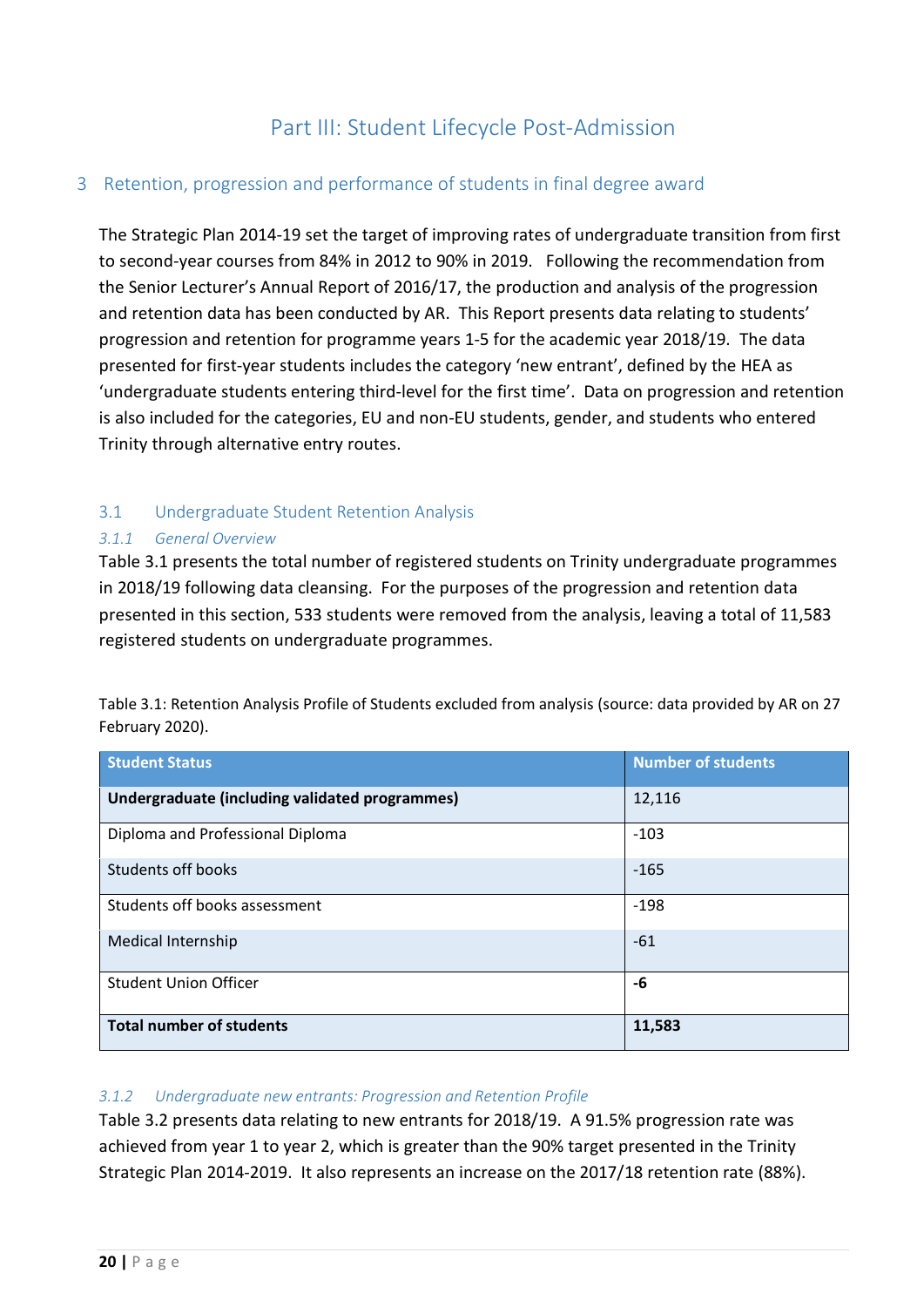# Part III: Student Lifecycle Post-Admission

## 3 Retention, progression and performance of students in final degree award

The Strategic Plan 2014-19 set the target of improving rates of undergraduate transition from first to second-year courses from 84% in 2012 to 90% in 2019. Following the recommendation from the Senior Lecturer's Annual Report of 2016/17, the production and analysis of the progression and retention data has been conducted by AR. This Report presents data relating to students' progression and retention for programme years 1-5 for the academic year 2018/19. The data presented for first-year students includes the category 'new entrant', defined by the HEA as 'undergraduate students entering third-level for the first time'. Data on progression and retention is also included for the categories, EU and non-EU students, gender, and students who entered Trinity through alternative entry routes.

### 3.1 Undergraduate Student Retention Analysis

#### *3.1.1 General Overview*

Table 3.1 presents the total number of registered students on Trinity undergraduate programmes in 2018/19 following data cleansing. For the purposes of the progression and retention data presented in this section, 533 students were removed from the analysis, leaving a total of 11,583 registered students on undergraduate programmes.

Table 3.1: Retention Analysis Profile of Students excluded from analysis (source: data provided by AR on 27 February 2020).

| Student Status | Number of students |
|---|---|
| **Undergraduate (including validated programmes)** | 12,116 |
| Diploma and Professional Diploma | -103 |
| Students off books | -165 |
| Students off books assessment | -198 |
| Medical Internship | -61 |
| Student Union Officer | **-6** |
| **Total number of students** | **11,583** |

#### *3.1.2 Undergraduate new entrants: Progression and Retention Profile*

Table 3.2 presents data relating to new entrants for 2018/19. A 91.5% progression rate was achieved from year 1 to year 2, which is greater than the 90% target presented in the Trinity Strategic Plan 2014-2019. It also represents an increase on the 2017/18 retention rate (88%).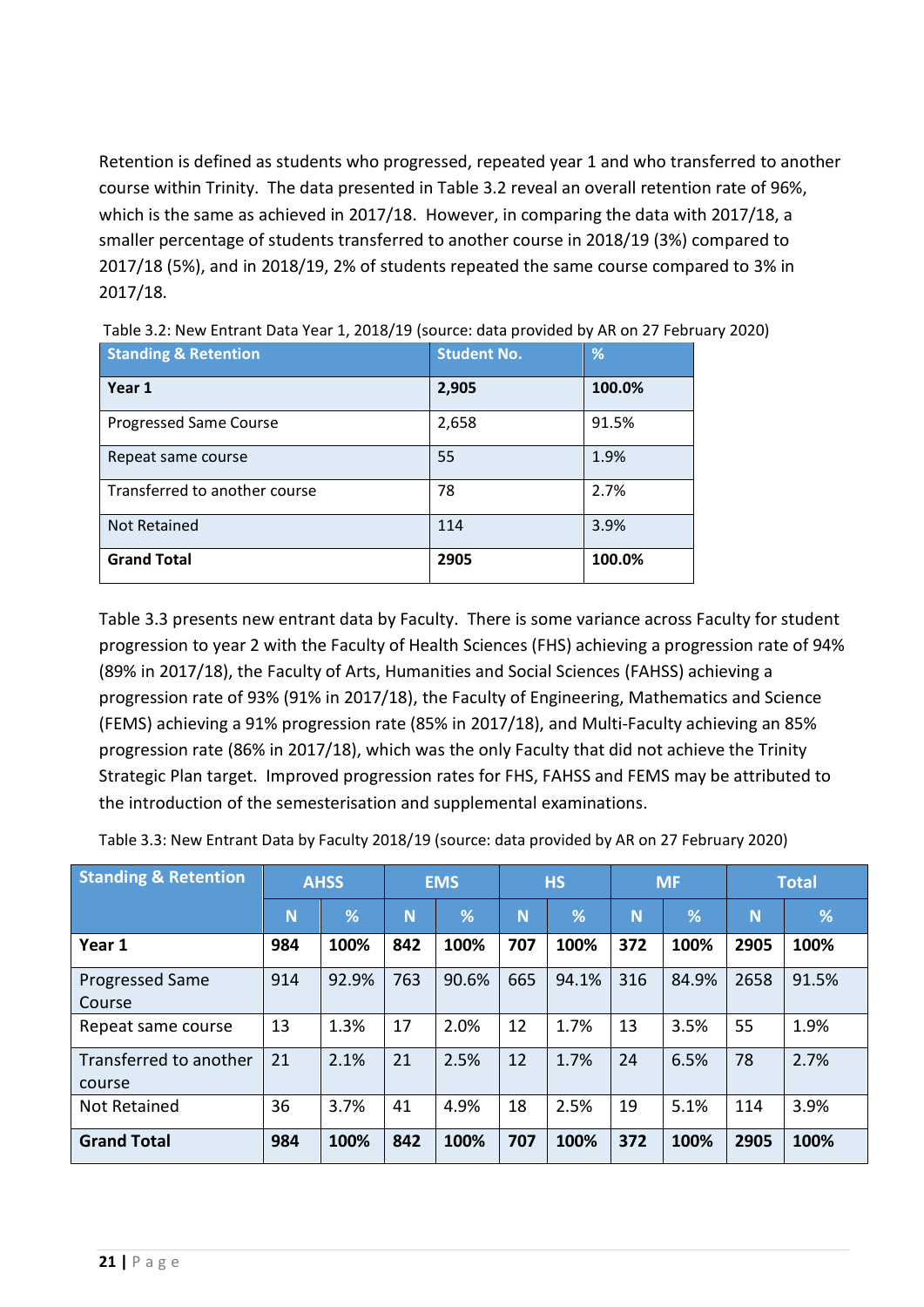Retention is defined as students who progressed, repeated year 1 and who transferred to another course within Trinity. The data presented in Table 3.2 reveal an overall retention rate of 96%, which is the same as achieved in 2017/18. However, in comparing the data with 2017/18, a smaller percentage of students transferred to another course in 2018/19 (3%) compared to 2017/18 (5%), and in 2018/19, 2% of students repeated the same course compared to 3% in 2017/18.

Table 3.2: New Entrant Data Year 1, 2018/19 (source: data provided by AR on 27 February 2020)

| Standing & Retention | Student No. | % |
|---|---|---|
| **Year 1** | **2,905** | **100.0%** |
| Progressed Same Course | 2,658 | 91.5% |
| Repeat same course | 55 | 1.9% |
| Transferred to another course | 78 | 2.7% |
| Not Retained | 114 | 3.9% |
| **Grand Total** | **2905** | **100.0%** |

Table 3.3 presents new entrant data by Faculty. There is some variance across Faculty for student progression to year 2 with the Faculty of Health Sciences (FHS) achieving a progression rate of 94% (89% in 2017/18), the Faculty of Arts, Humanities and Social Sciences (FAHSS) achieving a progression rate of 93% (91% in 2017/18), the Faculty of Engineering, Mathematics and Science (FEMS) achieving a 91% progression rate (85% in 2017/18), and Multi-Faculty achieving an 85% progression rate (86% in 2017/18), which was the only Faculty that did not achieve the Trinity Strategic Plan target. Improved progression rates for FHS, FAHSS and FEMS may be attributed to the introduction of the semesterisation and supplemental examinations.

Table 3.3: New Entrant Data by Faculty 2018/19 (source: data provided by AR on 27 February 2020)

| Standing & Retention | AHSS | | EMS | | HS | | MF | | Total | |
|---|---|---|---|---|---|---|---|---|---|---|
| | N | % | N | % | N | % | N | % | N | % |
| **Year 1** | **984** | **100%** | **842** | **100%** | **707** | **100%** | **372** | **100%** | **2905** | **100%** |
| Progressed Same Course | 914 | 92.9% | 763 | 90.6% | 665 | 94.1% | 316 | 84.9% | 2658 | 91.5% |
| Repeat same course | 13 | 1.3% | 17 | 2.0% | 12 | 1.7% | 13 | 3.5% | 55 | 1.9% |
| Transferred to another course | 21 | 2.1% | 21 | 2.5% | 12 | 1.7% | 24 | 6.5% | 78 | 2.7% |
| Not Retained | 36 | 3.7% | 41 | 4.9% | 18 | 2.5% | 19 | 5.1% | 114 | 3.9% |
| **Grand Total** | **984** | **100%** | **842** | **100%** | **707** | **100%** | **372** | **100%** | **2905** | **100%** |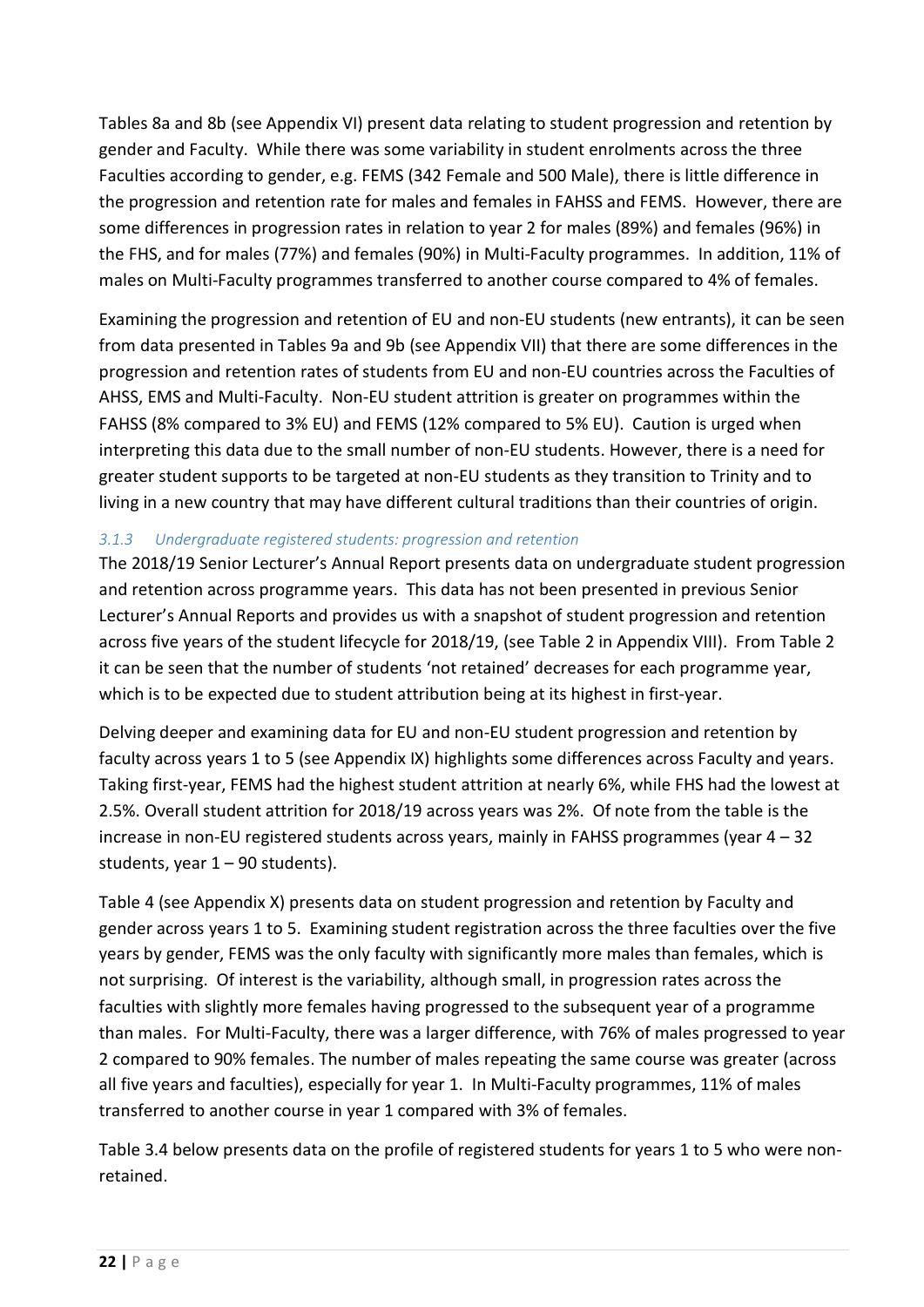Tables 8a and 8b (see Appendix VI) present data relating to student progression and retention by gender and Faculty. While there was some variability in student enrolments across the three Faculties according to gender, e.g. FEMS (342 Female and 500 Male), there is little difference in the progression and retention rate for males and females in FAHSS and FEMS. However, there are some differences in progression rates in relation to year 2 for males (89%) and females (96%) in the FHS, and for males (77%) and females (90%) in Multi-Faculty programmes. In addition, 11% of males on Multi-Faculty programmes transferred to another course compared to 4% of females.

Examining the progression and retention of EU and non-EU students (new entrants), it can be seen from data presented in Tables 9a and 9b (see Appendix VII) that there are some differences in the progression and retention rates of students from EU and non-EU countries across the Faculties of AHSS, EMS and Multi-Faculty. Non-EU student attrition is greater on programmes within the FAHSS (8% compared to 3% EU) and FEMS (12% compared to 5% EU). Caution is urged when interpreting this data due to the small number of non-EU students. However, there is a need for greater student supports to be targeted at non-EU students as they transition to Trinity and to living in a new country that may have different cultural traditions than their countries of origin.

### *3.1.3 Undergraduate registered students: progression and retention*

The 2018/19 Senior Lecturer's Annual Report presents data on undergraduate student progression and retention across programme years. This data has not been presented in previous Senior Lecturer's Annual Reports and provides us with a snapshot of student progression and retention across five years of the student lifecycle for 2018/19, (see Table 2 in Appendix VIII). From Table 2 it can be seen that the number of students 'not retained' decreases for each programme year, which is to be expected due to student attribution being at its highest in first-year.

Delving deeper and examining data for EU and non-EU student progression and retention by faculty across years 1 to 5 (see Appendix IX) highlights some differences across Faculty and years. Taking first-year, FEMS had the highest student attrition at nearly 6%, while FHS had the lowest at 2.5%. Overall student attrition for 2018/19 across years was 2%. Of note from the table is the increase in non-EU registered students across years, mainly in FAHSS programmes (year 4 – 32 students, year 1 – 90 students).

Table 4 (see Appendix X) presents data on student progression and retention by Faculty and gender across years 1 to 5. Examining student registration across the three faculties over the five years by gender, FEMS was the only faculty with significantly more males than females, which is not surprising. Of interest is the variability, although small, in progression rates across the faculties with slightly more females having progressed to the subsequent year of a programme than males. For Multi-Faculty, there was a larger difference, with 76% of males progressed to year 2 compared to 90% females. The number of males repeating the same course was greater (across all five years and faculties), especially for year 1. In Multi-Faculty programmes, 11% of males transferred to another course in year 1 compared with 3% of females.

Table 3.4 below presents data on the profile of registered students for years 1 to 5 who were non-retained.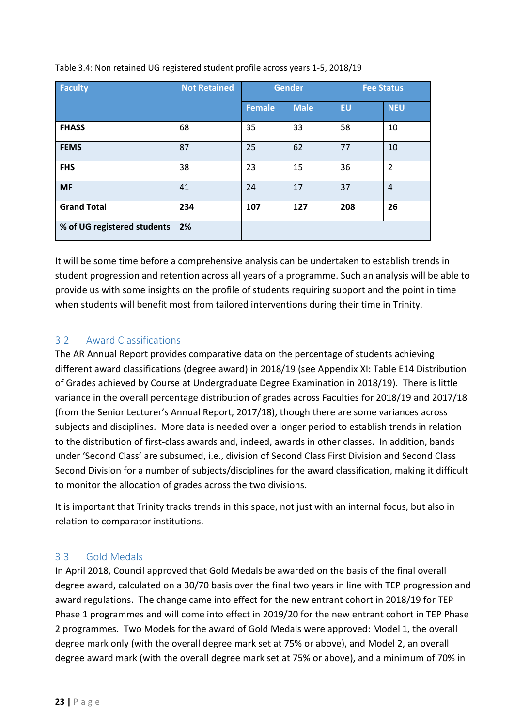Table 3.4: Non retained UG registered student profile across years 1-5, 2018/19

| Faculty | Not Retained | Gender | | Fee Status | |
|---|---|---|---|---|---|
| | | Female | Male | EU | NEU |
| **FHASS** | 68 | 35 | 33 | 58 | 10 |
| **FEMS** | 87 | 25 | 62 | 77 | 10 |
| **FHS** | 38 | 23 | 15 | 36 | 2 |
| **MF** | 41 | 24 | 17 | 37 | 4 |
| **Grand Total** | **234** | **107** | **127** | **208** | **26** |
| **% of UG registered students** | **2%** | | | | |

It will be some time before a comprehensive analysis can be undertaken to establish trends in student progression and retention across all years of a programme. Such an analysis will be able to provide us with some insights on the profile of students requiring support and the point in time when students will benefit most from tailored interventions during their time in Trinity.

## 3.2 Award Classifications

The AR Annual Report provides comparative data on the percentage of students achieving different award classifications (degree award) in 2018/19 (see Appendix XI: Table E14 Distribution of Grades achieved by Course at Undergraduate Degree Examination in 2018/19). There is little variance in the overall percentage distribution of grades across Faculties for 2018/19 and 2017/18 (from the Senior Lecturer's Annual Report, 2017/18), though there are some variances across subjects and disciplines. More data is needed over a longer period to establish trends in relation to the distribution of first-class awards and, indeed, awards in other classes. In addition, bands under 'Second Class' are subsumed, i.e., division of Second Class First Division and Second Class Second Division for a number of subjects/disciplines for the award classification, making it difficult to monitor the allocation of grades across the two divisions.

It is important that Trinity tracks trends in this space, not just with an internal focus, but also in relation to comparator institutions.

## 3.3 Gold Medals

In April 2018, Council approved that Gold Medals be awarded on the basis of the final overall degree award, calculated on a 30/70 basis over the final two years in line with TEP progression and award regulations. The change came into effect for the new entrant cohort in 2018/19 for TEP Phase 1 programmes and will come into effect in 2019/20 for the new entrant cohort in TEP Phase 2 programmes. Two Models for the award of Gold Medals were approved: Model 1, the overall degree mark only (with the overall degree mark set at 75% or above), and Model 2, an overall degree award mark (with the overall degree mark set at 75% or above), and a minimum of 70% in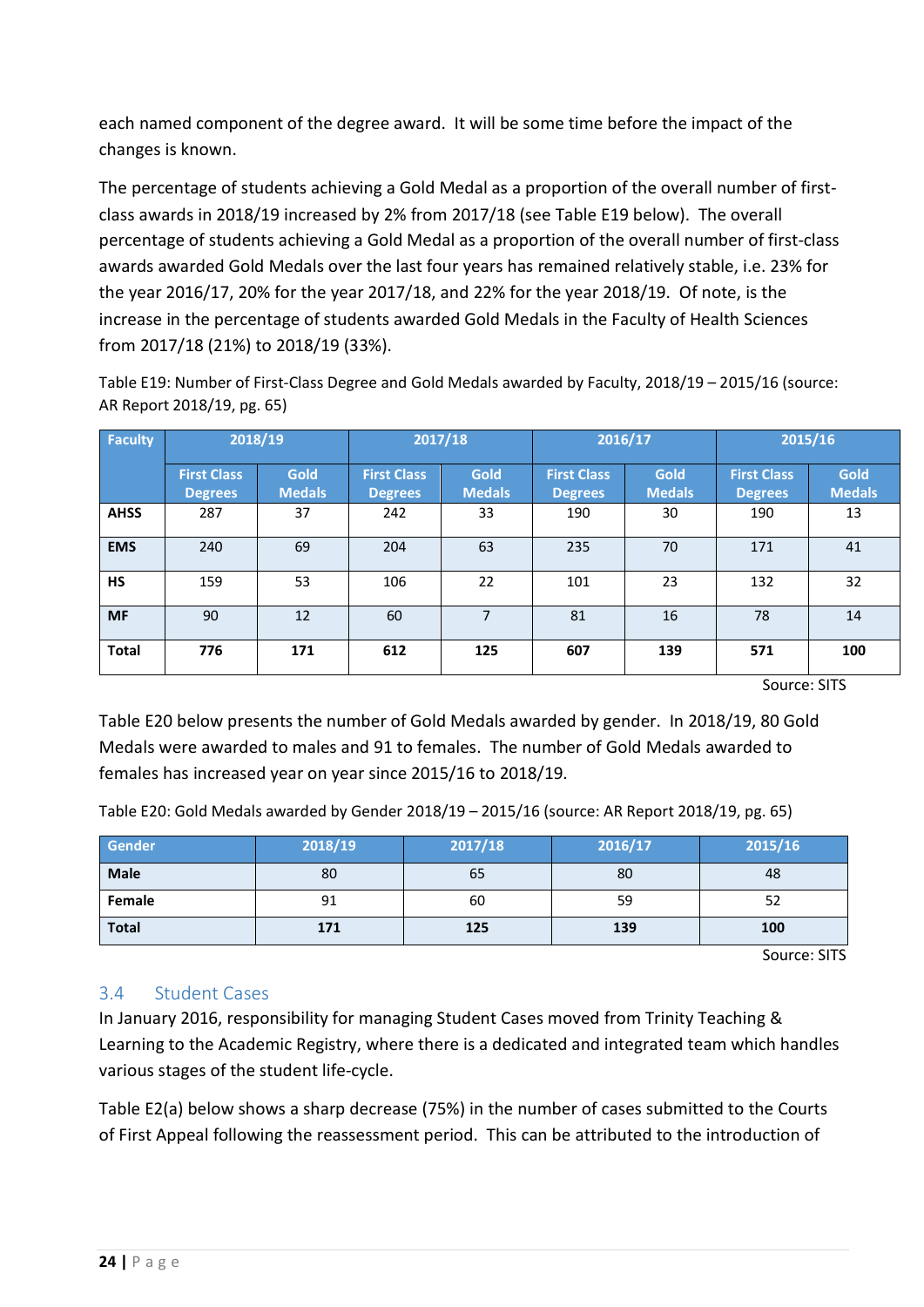each named component of the degree award. It will be some time before the impact of the changes is known.

The percentage of students achieving a Gold Medal as a proportion of the overall number of first-class awards in 2018/19 increased by 2% from 2017/18 (see Table E19 below). The overall percentage of students achieving a Gold Medal as a proportion of the overall number of first-class awards awarded Gold Medals over the last four years has remained relatively stable, i.e. 23% for the year 2016/17, 20% for the year 2017/18, and 22% for the year 2018/19. Of note, is the increase in the percentage of students awarded Gold Medals in the Faculty of Health Sciences from 2017/18 (21%) to 2018/19 (33%).

Table E19: Number of First-Class Degree and Gold Medals awarded by Faculty, 2018/19 – 2015/16 (source: AR Report 2018/19, pg. 65)

| Faculty | 2018/19 | | 2017/18 | | 2016/17 | | 2015/16 | |
|---|---|---|---|---|---|---|---|---|
| | First Class Degrees | Gold Medals | First Class Degrees | Gold Medals | First Class Degrees | Gold Medals | First Class Degrees | Gold Medals |
| **AHSS** | 287 | 37 | 242 | 33 | 190 | 30 | 190 | 13 |
| **EMS** | 240 | 69 | 204 | 63 | 235 | 70 | 171 | 41 |
| **HS** | 159 | 53 | 106 | 22 | 101 | 23 | 132 | 32 |
| **MF** | 90 | 12 | 60 | 7 | 81 | 16 | 78 | 14 |
| **Total** | **776** | **171** | **612** | **125** | **607** | **139** | **571** | **100** |

Source: SITS

Table E20 below presents the number of Gold Medals awarded by gender. In 2018/19, 80 Gold Medals were awarded to males and 91 to females. The number of Gold Medals awarded to females has increased year on year since 2015/16 to 2018/19.

Table E20: Gold Medals awarded by Gender 2018/19 – 2015/16 (source: AR Report 2018/19, pg. 65)

| Gender | 2018/19 | 2017/18 | 2016/17 | 2015/16 |
|---|---|---|---|---|
| **Male** | 80 | 65 | 80 | 48 |
| **Female** | 91 | 60 | 59 | 52 |
| **Total** | **171** | **125** | **139** | **100** |

Source: SITS

## 3.4 Student Cases

In January 2016, responsibility for managing Student Cases moved from Trinity Teaching & Learning to the Academic Registry, where there is a dedicated and integrated team which handles various stages of the student life-cycle.

Table E2(a) below shows a sharp decrease (75%) in the number of cases submitted to the Courts of First Appeal following the reassessment period. This can be attributed to the introduction of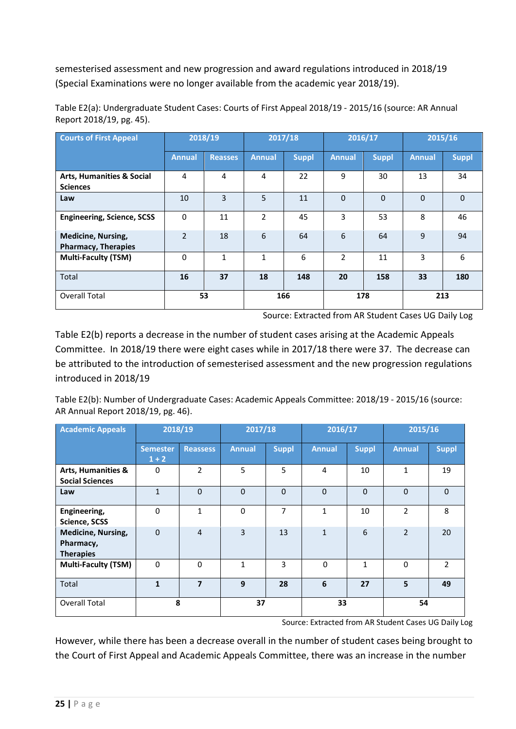semesterised assessment and new progression and award regulations introduced in 2018/19 (Special Examinations were no longer available from the academic year 2018/19).

Table E2(a): Undergraduate Student Cases: Courts of First Appeal 2018/19 - 2015/16 (source: AR Annual Report 2018/19, pg. 45).

| Courts of First Appeal | 2018/19 | | 2017/18 | | 2016/17 | | 2015/16 | |
|---|---|---|---|---|---|---|---|---|
| | Annual | Reasses | Annual | Suppl | Annual | Suppl | Annual | Suppl |
| **Arts, Humanities & Social Sciences** | 4 | 4 | 4 | 22 | 9 | 30 | 13 | 34 |
| **Law** | 10 | 3 | 5 | 11 | 0 | 0 | 0 | 0 |
| **Engineering, Science, SCSS** | 0 | 11 | 2 | 45 | 3 | 53 | 8 | 46 |
| **Medicine, Nursing, Pharmacy, Therapies** | 2 | 18 | 6 | 64 | 6 | 64 | 9 | 94 |
| **Multi-Faculty (TSM)** | 0 | 1 | 1 | 6 | 2 | 11 | 3 | 6 |
| Total | **16** | **37** | **18** | **148** | **20** | **158** | **33** | **180** |
| Overall Total | **53** | | **166** | | **178** | | **213** | |

Source: Extracted from AR Student Cases UG Daily Log

Table E2(b) reports a decrease in the number of student cases arising at the Academic Appeals Committee. In 2018/19 there were eight cases while in 2017/18 there were 37. The decrease can be attributed to the introduction of semesterised assessment and the new progression regulations introduced in 2018/19

Table E2(b): Number of Undergraduate Cases: Academic Appeals Committee: 2018/19 - 2015/16 (source: AR Annual Report 2018/19, pg. 46).

| Academic Appeals | 2018/19 | | 2017/18 | | 2016/17 | | 2015/16 | |
|---|---|---|---|---|---|---|---|---|
| | Semester 1 + 2 | Reassess | Annual | Suppl | Annual | Suppl | Annual | Suppl |
| **Arts, Humanities & Social Sciences** | 0 | 2 | 5 | 5 | 4 | 10 | 1 | 19 |
| **Law** | 1 | 0 | 0 | 0 | 0 | 0 | 0 | 0 |
| **Engineering, Science, SCSS** | 0 | 1 | 0 | 7 | 1 | 10 | 2 | 8 |
| **Medicine, Nursing, Pharmacy, Therapies** | 0 | 4 | 3 | 13 | 1 | 6 | 2 | 20 |
| **Multi-Faculty (TSM)** | 0 | 0 | 1 | 3 | 0 | 1 | 0 | 2 |
| Total | **1** | **7** | **9** | **28** | **6** | **27** | **5** | **49** |
| Overall Total | **8** | | **37** | | **33** | | **54** | |

Source: Extracted from AR Student Cases UG Daily Log

However, while there has been a decrease overall in the number of student cases being brought to the Court of First Appeal and Academic Appeals Committee, there was an increase in the number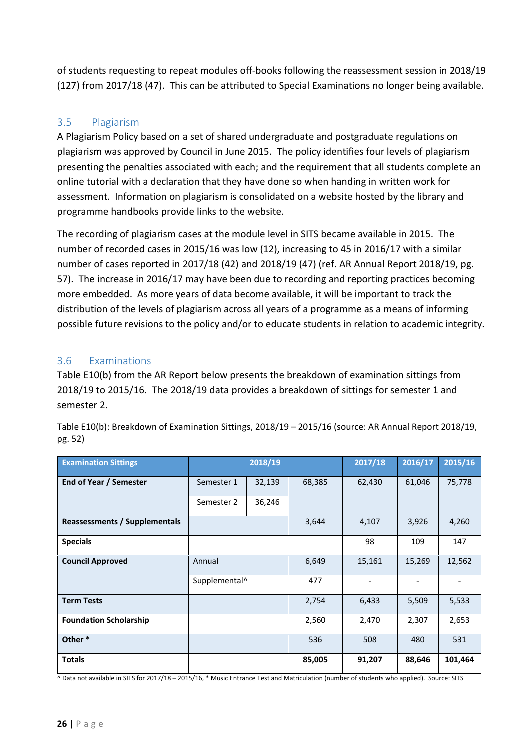of students requesting to repeat modules off-books following the reassessment session in 2018/19 (127) from 2017/18 (47). This can be attributed to Special Examinations no longer being available.

### 3.5 Plagiarism

A Plagiarism Policy based on a set of shared undergraduate and postgraduate regulations on plagiarism was approved by Council in June 2015. The policy identifies four levels of plagiarism presenting the penalties associated with each; and the requirement that all students complete an online tutorial with a declaration that they have done so when handing in written work for assessment. Information on plagiarism is consolidated on a website hosted by the library and programme handbooks provide links to the website.

The recording of plagiarism cases at the module level in SITS became available in 2015. The number of recorded cases in 2015/16 was low (12), increasing to 45 in 2016/17 with a similar number of cases reported in 2017/18 (42) and 2018/19 (47) (ref. AR Annual Report 2018/19, pg. 57). The increase in 2016/17 may have been due to recording and reporting practices becoming more embedded. As more years of data become available, it will be important to track the distribution of the levels of plagiarism across all years of a programme as a means of informing possible future revisions to the policy and/or to educate students in relation to academic integrity.

### 3.6 Examinations

Table E10(b) from the AR Report below presents the breakdown of examination sittings from 2018/19 to 2015/16. The 2018/19 data provides a breakdown of sittings for semester 1 and semester 2.

Table E10(b): Breakdown of Examination Sittings, 2018/19 – 2015/16 (source: AR Annual Report 2018/19, pg. 52)

| Examination Sittings | 2018/19 | | | 2017/18 | 2016/17 | 2015/16 |
|---|---|---|---|---|---|---|
| **End of Year / Semester** | Semester 1 | 32,139 | 68,385 | 62,430 | 61,046 | 75,778 |
| | Semester 2 | 36,246 | | | | |
| **Reassessments / Supplementals** | | | 3,644 | 4,107 | 3,926 | 4,260 |
| **Specials** | | | | 98 | 109 | 147 |
| **Council Approved** | Annual | | 6,649 | 15,161 | 15,269 | 12,562 |
| | Supplemental^ | | 477 | - | - | - |
| **Term Tests** | | | 2,754 | 6,433 | 5,509 | 5,533 |
| **Foundation Scholarship** | | | 2,560 | 2,470 | 2,307 | 2,653 |
| **Other *** | | | 536 | 508 | 480 | 531 |
| **Totals** | | | **85,005** | **91,207** | **88,646** | **101,464** |

^ Data not available in SITS for 2017/18 – 2015/16, * Music Entrance Test and Matriculation (number of students who applied). Source: SITS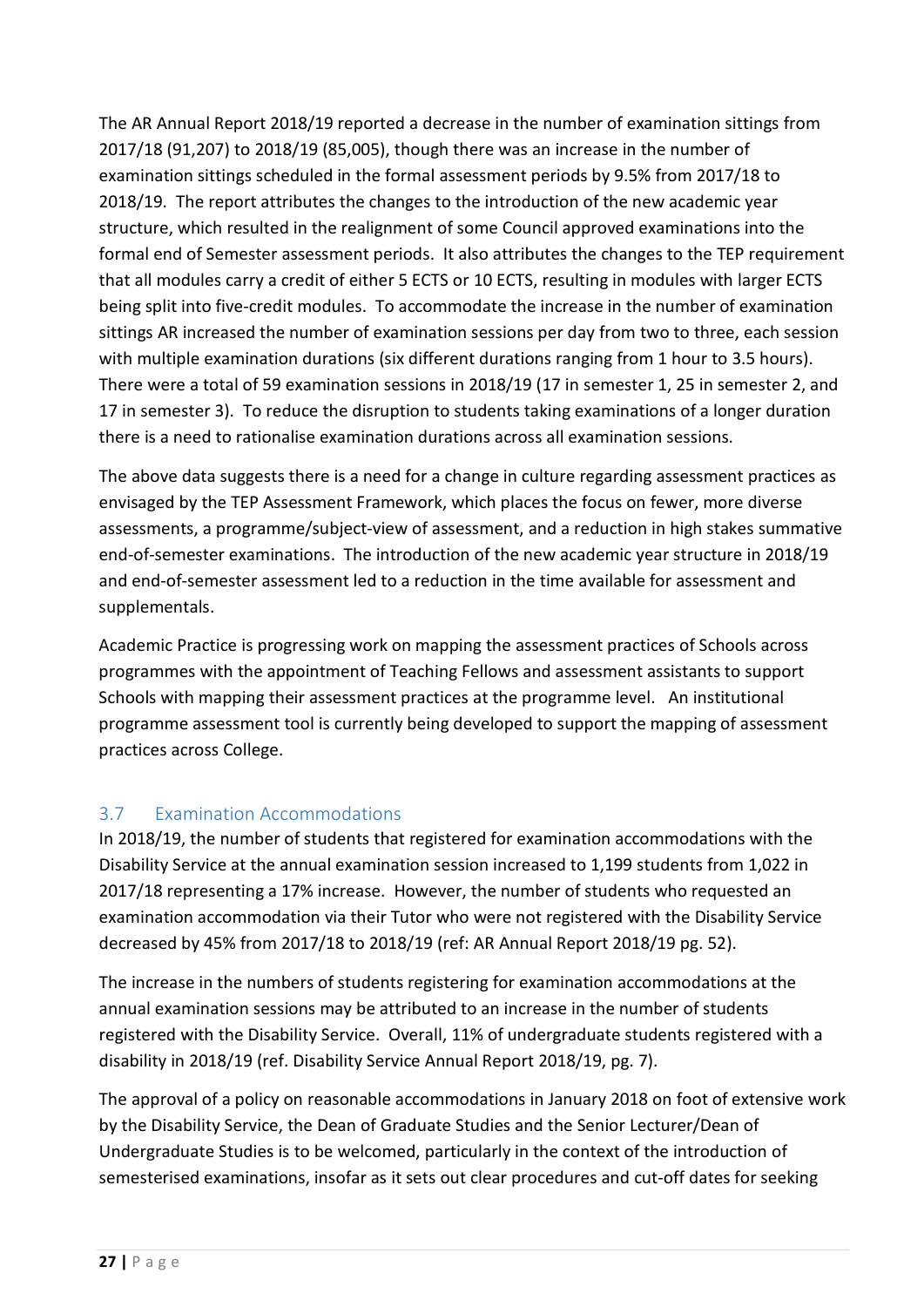The AR Annual Report 2018/19 reported a decrease in the number of examination sittings from 2017/18 (91,207) to 2018/19 (85,005), though there was an increase in the number of examination sittings scheduled in the formal assessment periods by 9.5% from 2017/18 to 2018/19. The report attributes the changes to the introduction of the new academic year structure, which resulted in the realignment of some Council approved examinations into the formal end of Semester assessment periods. It also attributes the changes to the TEP requirement that all modules carry a credit of either 5 ECTS or 10 ECTS, resulting in modules with larger ECTS being split into five-credit modules. To accommodate the increase in the number of examination sittings AR increased the number of examination sessions per day from two to three, each session with multiple examination durations (six different durations ranging from 1 hour to 3.5 hours). There were a total of 59 examination sessions in 2018/19 (17 in semester 1, 25 in semester 2, and 17 in semester 3). To reduce the disruption to students taking examinations of a longer duration there is a need to rationalise examination durations across all examination sessions.

The above data suggests there is a need for a change in culture regarding assessment practices as envisaged by the TEP Assessment Framework, which places the focus on fewer, more diverse assessments, a programme/subject-view of assessment, and a reduction in high stakes summative end-of-semester examinations. The introduction of the new academic year structure in 2018/19 and end-of-semester assessment led to a reduction in the time available for assessment and supplementals.

Academic Practice is progressing work on mapping the assessment practices of Schools across programmes with the appointment of Teaching Fellows and assessment assistants to support Schools with mapping their assessment practices at the programme level. An institutional programme assessment tool is currently being developed to support the mapping of assessment practices across College.

## 3.7 Examination Accommodations

In 2018/19, the number of students that registered for examination accommodations with the Disability Service at the annual examination session increased to 1,199 students from 1,022 in 2017/18 representing a 17% increase. However, the number of students who requested an examination accommodation via their Tutor who were not registered with the Disability Service decreased by 45% from 2017/18 to 2018/19 (ref: AR Annual Report 2018/19 pg. 52).

The increase in the numbers of students registering for examination accommodations at the annual examination sessions may be attributed to an increase in the number of students registered with the Disability Service. Overall, 11% of undergraduate students registered with a disability in 2018/19 (ref. Disability Service Annual Report 2018/19, pg. 7).

The approval of a policy on reasonable accommodations in January 2018 on foot of extensive work by the Disability Service, the Dean of Graduate Studies and the Senior Lecturer/Dean of Undergraduate Studies is to be welcomed, particularly in the context of the introduction of semesterised examinations, insofar as it sets out clear procedures and cut-off dates for seeking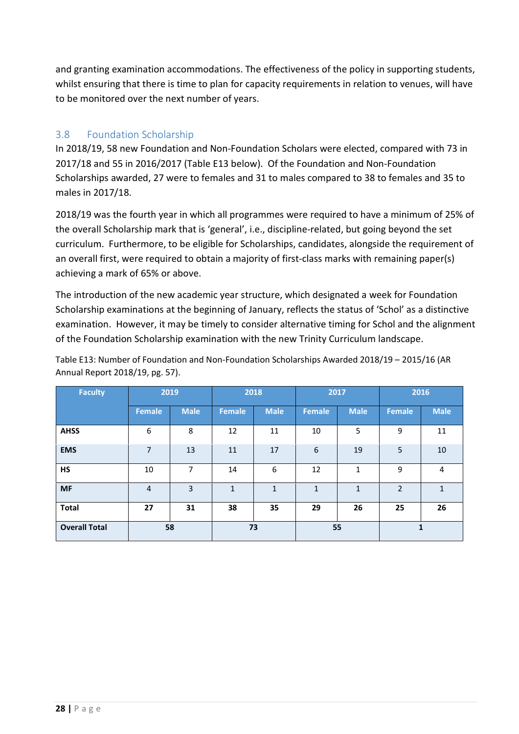and granting examination accommodations. The effectiveness of the policy in supporting students, whilst ensuring that there is time to plan for capacity requirements in relation to venues, will have to be monitored over the next number of years.

## 3.8 Foundation Scholarship

In 2018/19, 58 new Foundation and Non-Foundation Scholars were elected, compared with 73 in 2017/18 and 55 in 2016/2017 (Table E13 below). Of the Foundation and Non-Foundation Scholarships awarded, 27 were to females and 31 to males compared to 38 to females and 35 to males in 2017/18.

2018/19 was the fourth year in which all programmes were required to have a minimum of 25% of the overall Scholarship mark that is 'general', i.e., discipline-related, but going beyond the set curriculum. Furthermore, to be eligible for Scholarships, candidates, alongside the requirement of an overall first, were required to obtain a majority of first-class marks with remaining paper(s) achieving a mark of 65% or above.

The introduction of the new academic year structure, which designated a week for Foundation Scholarship examinations at the beginning of January, reflects the status of 'Schol' as a distinctive examination. However, it may be timely to consider alternative timing for Schol and the alignment of the Foundation Scholarship examination with the new Trinity Curriculum landscape.

Table E13: Number of Foundation and Non-Foundation Scholarships Awarded 2018/19 – 2015/16 (AR Annual Report 2018/19, pg. 57).

| Faculty | 2019 | | 2018 | | 2017 | | 2016 | |
|---|---|---|---|---|---|---|---|---|
| | Female | Male | Female | Male | Female | Male | Female | Male |
| **AHSS** | 6 | 8 | 12 | 11 | 10 | 5 | 9 | 11 |
| **EMS** | 7 | 13 | 11 | 17 | 6 | 19 | 5 | 10 |
| **HS** | 10 | 7 | 14 | 6 | 12 | 1 | 9 | 4 |
| **MF** | 4 | 3 | 1 | 1 | 1 | 1 | 2 | 1 |
| **Total** | **27** | **31** | **38** | **35** | **29** | **26** | **25** | **26** |
| **Overall Total** | **58** | | **73** | | **55** | | **1** | |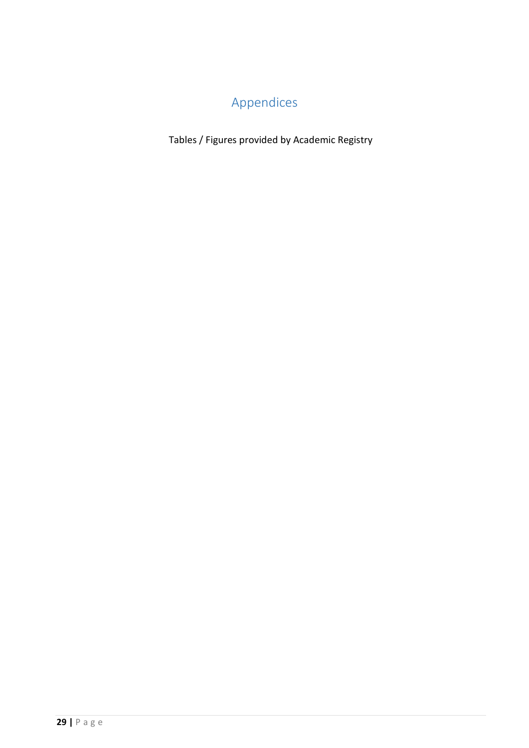# Appendices

Tables / Figures provided by Academic Registry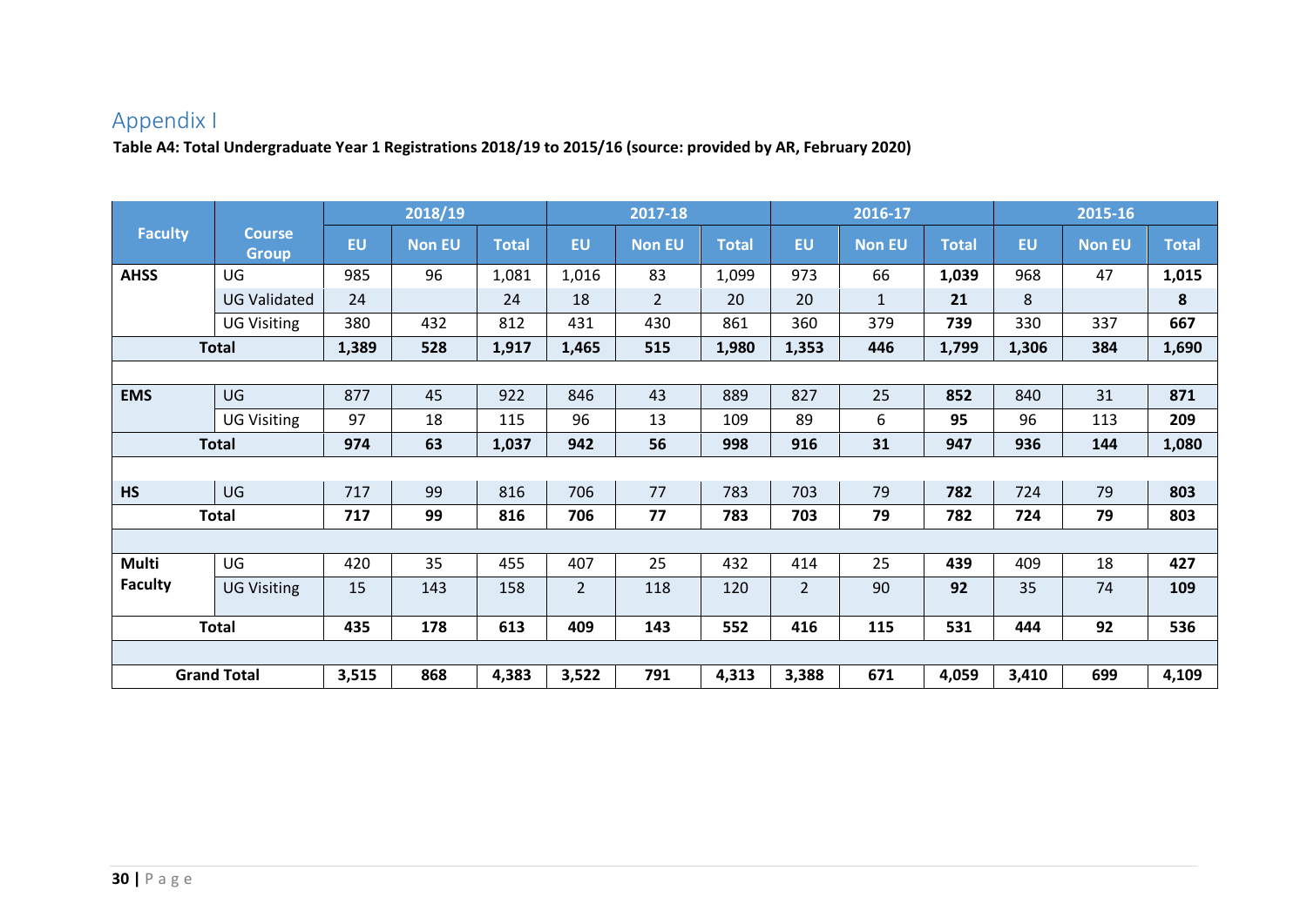## Appendix I

**Table A4: Total Undergraduate Year 1 Registrations 2018/19 to 2015/16 (source: provided by AR, February 2020)**

| Faculty | Course Group | 2018/19 | | | 2017-18 | | | 2016-17 | | | 2015-16 | | |
|---|---|---|---|---|---|---|---|---|---|---|---|---|---|
| | | EU | Non EU | Total | EU | Non EU | Total | EU | Non EU | Total | EU | Non EU | Total |
| **AHSS** | UG | 985 | 96 | 1,081 | 1,016 | 83 | 1,099 | 973 | 66 | **1,039** | 968 | 47 | **1,015** |
| | UG Validated | 24 | | 24 | 18 | 2 | 20 | 20 | 1 | **21** | 8 | | **8** |
| | UG Visiting | 380 | 432 | 812 | 431 | 430 | 861 | 360 | 379 | **739** | 330 | 337 | **667** |
| **Total** | | **1,389** | **528** | **1,917** | **1,465** | **515** | **1,980** | **1,353** | **446** | **1,799** | **1,306** | **384** | **1,690** |
| | | | | | | | | | | | | | |
| **EMS** | UG | 877 | 45 | 922 | 846 | 43 | 889 | 827 | 25 | **852** | 840 | 31 | **871** |
| | UG Visiting | 97 | 18 | 115 | 96 | 13 | 109 | 89 | 6 | **95** | 96 | 113 | **209** |
| **Total** | | **974** | **63** | **1,037** | **942** | **56** | **998** | **916** | **31** | **947** | **936** | **144** | **1,080** |
| | | | | | | | | | | | | | |
| **HS** | UG | 717 | 99 | 816 | 706 | 77 | 783 | 703 | 79 | **782** | 724 | 79 | **803** |
| **Total** | | **717** | **99** | **816** | **706** | **77** | **783** | **703** | **79** | **782** | **724** | **79** | **803** |
| | | | | | | | | | | | | | |
| **Multi Faculty** | UG | 420 | 35 | 455 | 407 | 25 | 432 | 414 | 25 | **439** | 409 | 18 | **427** |
| | UG Visiting | 15 | 143 | 158 | 2 | 118 | 120 | 2 | 90 | **92** | 35 | 74 | **109** |
| **Total** | | **435** | **178** | **613** | **409** | **143** | **552** | **416** | **115** | **531** | **444** | **92** | **536** |
| | | | | | | | | | | | | | |
| **Grand Total** | | **3,515** | **868** | **4,383** | **3,522** | **791** | **4,313** | **3,388** | **671** | **4,059** | **3,410** | **699** | **4,109** |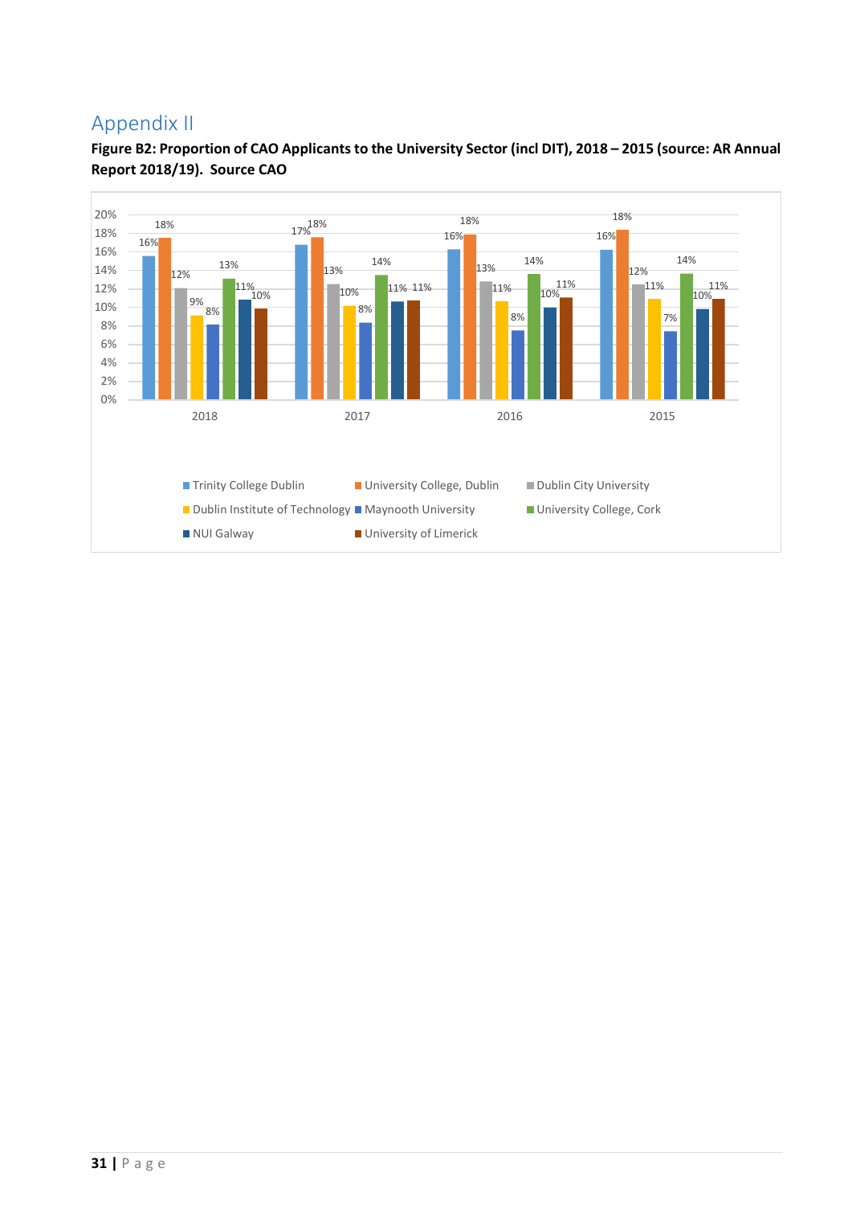# Appendix II

**Figure B2: Proportion of CAO Applicants to the University Sector (incl DIT), 2018 – 2015 (source: AR Annual Report 2018/19). Source CAO**

| | 2018 | 2017 | 2016 | 2015 |
|---|---|---|---|---|
| Trinity College Dublin | 16% | 17% | 16% | 16% |
| University College, Dublin | 18% | 18% | 18% | 18% |
| Dublin City University | 12% | 13% | 13% | 12% |
| Dublin Institute of Technology | 9% | 10% | 11% | 11% |
| Maynooth University | 8% | 8% | 8% | 7% |
| University College, Cork | 13% | 14% | 14% | 14% |
| NUI Galway | 11% | 11% | 10% | 10% |
| University of Limerick | 10% | 11% | 11% | 11% |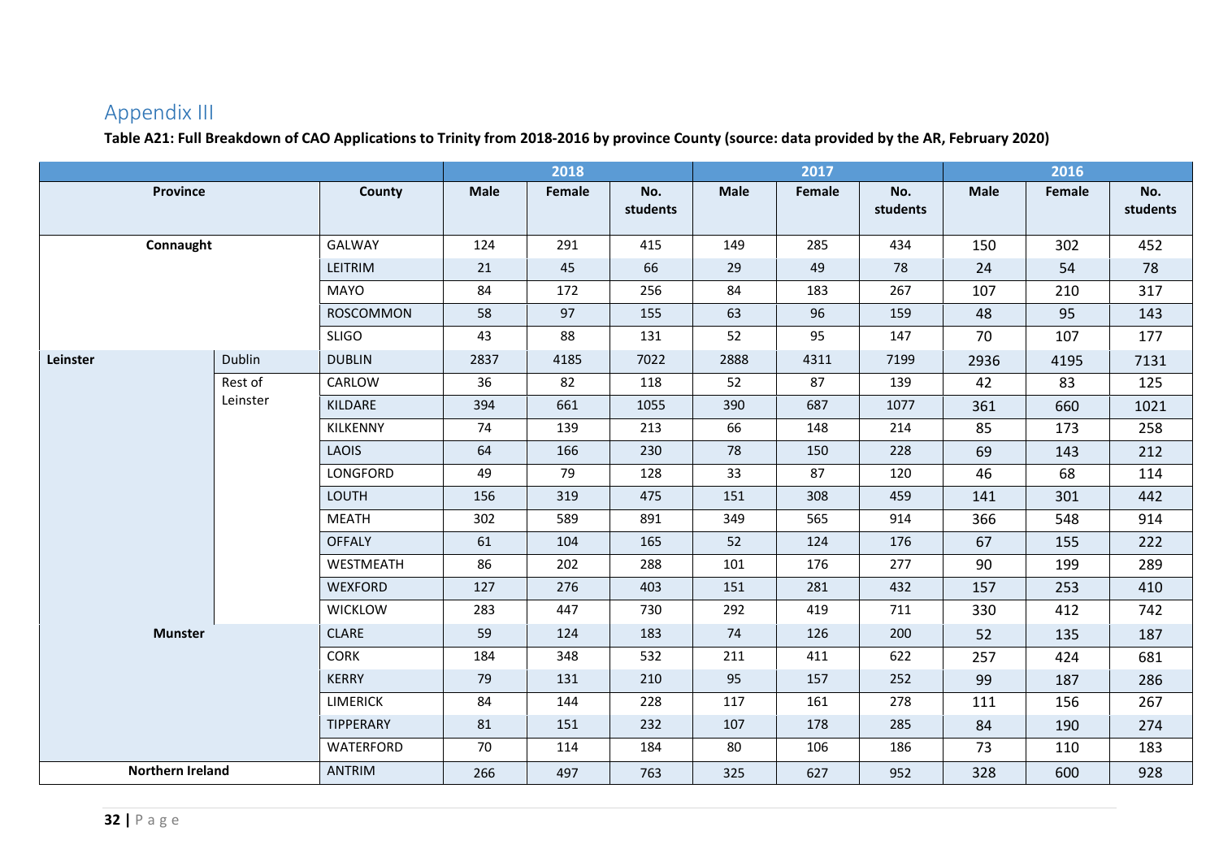## Appendix III

**Table A21: Full Breakdown of CAO Applications to Trinity from 2018-2016 by province County (source: data provided by the AR, February 2020)**

| Province | | County | 2018 | | | 2017 | | | 2016 | | |
|---|---|---|---|---|---|---|---|---|---|---|---|
| | | | Male | Female | No. students | Male | Female | No. students | Male | Female | No. students |
| Connaught | | GALWAY | 124 | 291 | 415 | 149 | 285 | 434 | 150 | 302 | 452 |
| | | LEITRIM | 21 | 45 | 66 | 29 | 49 | 78 | 24 | 54 | 78 |
| | | MAYO | 84 | 172 | 256 | 84 | 183 | 267 | 107 | 210 | 317 |
| | | ROSCOMMON | 58 | 97 | 155 | 63 | 96 | 159 | 48 | 95 | 143 |
| | | SLIGO | 43 | 88 | 131 | 52 | 95 | 147 | 70 | 107 | 177 |
| Leinster | Dublin | DUBLIN | 2837 | 4185 | 7022 | 2888 | 4311 | 7199 | 2936 | 4195 | 7131 |
| | Rest of Leinster | CARLOW | 36 | 82 | 118 | 52 | 87 | 139 | 42 | 83 | 125 |
| | | KILDARE | 394 | 661 | 1055 | 390 | 687 | 1077 | 361 | 660 | 1021 |
| | | KILKENNY | 74 | 139 | 213 | 66 | 148 | 214 | 85 | 173 | 258 |
| | | LAOIS | 64 | 166 | 230 | 78 | 150 | 228 | 69 | 143 | 212 |
| | | LONGFORD | 49 | 79 | 128 | 33 | 87 | 120 | 46 | 68 | 114 |
| | | LOUTH | 156 | 319 | 475 | 151 | 308 | 459 | 141 | 301 | 442 |
| | | MEATH | 302 | 589 | 891 | 349 | 565 | 914 | 366 | 548 | 914 |
| | | OFFALY | 61 | 104 | 165 | 52 | 124 | 176 | 67 | 155 | 222 |
| | | WESTMEATH | 86 | 202 | 288 | 101 | 176 | 277 | 90 | 199 | 289 |
| | | WEXFORD | 127 | 276 | 403 | 151 | 281 | 432 | 157 | 253 | 410 |
| | | WICKLOW | 283 | 447 | 730 | 292 | 419 | 711 | 330 | 412 | 742 |
| Munster | | CLARE | 59 | 124 | 183 | 74 | 126 | 200 | 52 | 135 | 187 |
| | | CORK | 184 | 348 | 532 | 211 | 411 | 622 | 257 | 424 | 681 |
| | | KERRY | 79 | 131 | 210 | 95 | 157 | 252 | 99 | 187 | 286 |
| | | LIMERICK | 84 | 144 | 228 | 117 | 161 | 278 | 111 | 156 | 267 |
| | | TIPPERARY | 81 | 151 | 232 | 107 | 178 | 285 | 84 | 190 | 274 |
| | | WATERFORD | 70 | 114 | 184 | 80 | 106 | 186 | 73 | 110 | 183 |
| Northern Ireland | | ANTRIM | 266 | 497 | 763 | 325 | 627 | 952 | 328 | 600 | 928 |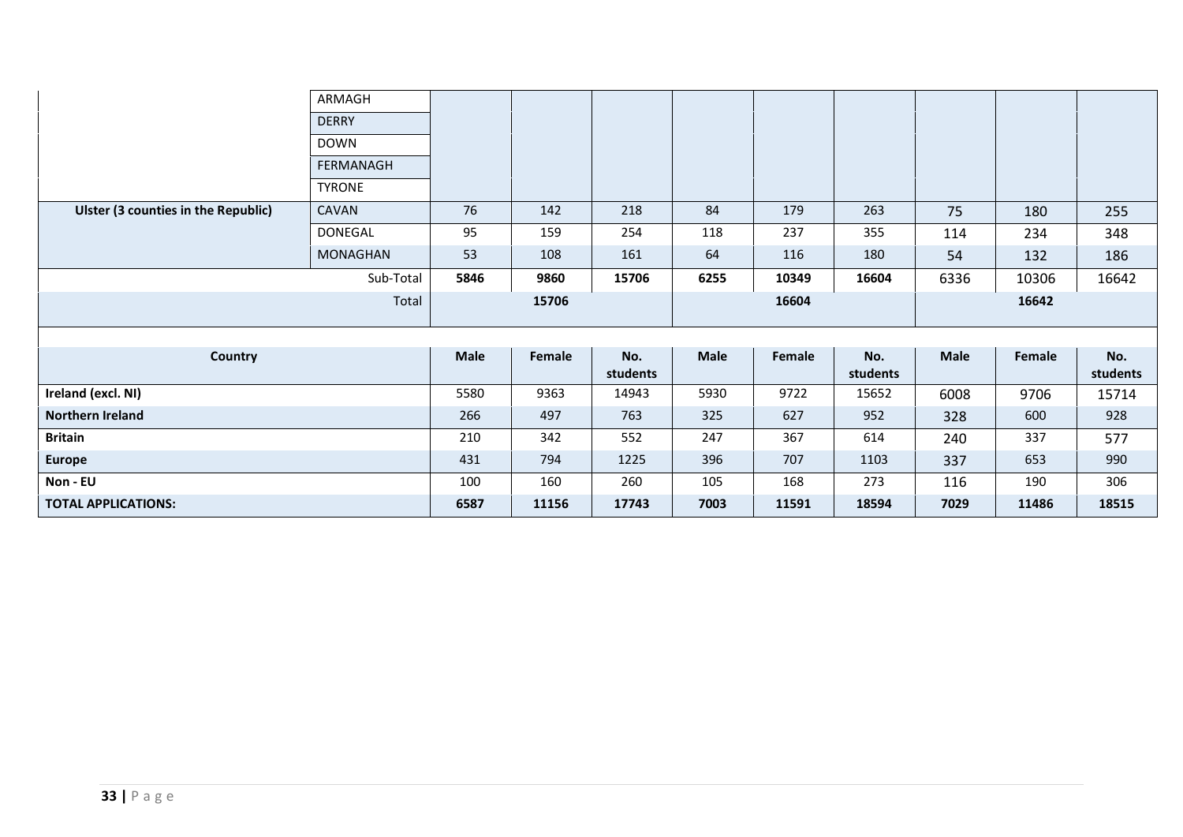| | | | | | | | | | | |
|---|---|---|---|---|---|---|---|---|---|---|
| | ARMAGH | | | | | | | | | |
| | DERRY | | | | | | | | | |
| | DOWN | | | | | | | | | |
| | FERMANAGH | | | | | | | | | |
| | TYRONE | | | | | | | | | |
| **Ulster (3 counties in the Republic)** | CAVAN | 76 | 142 | 218 | 84 | 179 | 263 | 75 | 180 | 255 |
| | DONEGAL | 95 | 159 | 254 | 118 | 237 | 355 | 114 | 234 | 348 |
| | MONAGHAN | 53 | 108 | 161 | 64 | 116 | 180 | 54 | 132 | 186 |
| | Sub-Total | **5846** | **9860** | **15706** | **6255** | **10349** | **16604** | 6336 | 10306 | 16642 |
| | Total | **15706** | | | **16604** | | | **16642** | | |

| **Country** | **Male** | **Female** | **No. students** | **Male** | **Female** | **No. students** | **Male** | **Female** | **No. students** |
|---|---|---|---|---|---|---|---|---|---|
| **Ireland (excl. NI)** | 5580 | 9363 | 14943 | 5930 | 9722 | 15652 | 6008 | 9706 | 15714 |
| **Northern Ireland** | 266 | 497 | 763 | 325 | 627 | 952 | 328 | 600 | 928 |
| **Britain** | 210 | 342 | 552 | 247 | 367 | 614 | 240 | 337 | 577 |
| **Europe** | 431 | 794 | 1225 | 396 | 707 | 1103 | 337 | 653 | 990 |
| **Non - EU** | 100 | 160 | 260 | 105 | 168 | 273 | 116 | 190 | 306 |
| **TOTAL APPLICATIONS:** | **6587** | **11156** | **17743** | **7003** | **11591** | **18594** | **7029** | **11486** | **18515** |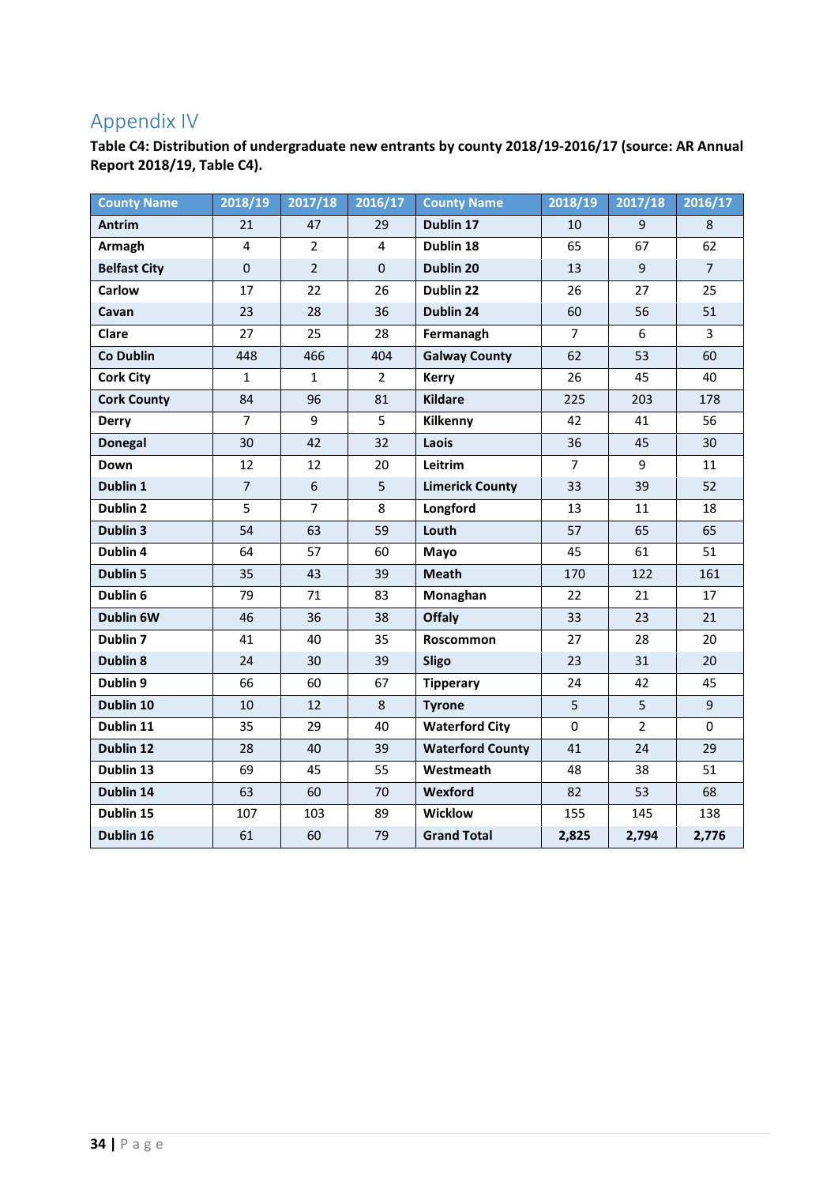# Appendix IV

**Table C4: Distribution of undergraduate new entrants by county 2018/19-2016/17 (source: AR Annual Report 2018/19, Table C4).**

| County Name | 2018/19 | 2017/18 | 2016/17 | County Name | 2018/19 | 2017/18 | 2016/17 |
|---|---|---|---|---|---|---|---|
| **Antrim** | 21 | 47 | 29 | **Dublin 17** | 10 | 9 | 8 |
| **Armagh** | 4 | 2 | 4 | **Dublin 18** | 65 | 67 | 62 |
| **Belfast City** | 0 | 2 | 0 | **Dublin 20** | 13 | 9 | 7 |
| **Carlow** | 17 | 22 | 26 | **Dublin 22** | 26 | 27 | 25 |
| **Cavan** | 23 | 28 | 36 | **Dublin 24** | 60 | 56 | 51 |
| **Clare** | 27 | 25 | 28 | **Fermanagh** | 7 | 6 | 3 |
| **Co Dublin** | 448 | 466 | 404 | **Galway County** | 62 | 53 | 60 |
| **Cork City** | 1 | 1 | 2 | **Kerry** | 26 | 45 | 40 |
| **Cork County** | 84 | 96 | 81 | **Kildare** | 225 | 203 | 178 |
| **Derry** | 7 | 9 | 5 | **Kilkenny** | 42 | 41 | 56 |
| **Donegal** | 30 | 42 | 32 | **Laois** | 36 | 45 | 30 |
| **Down** | 12 | 12 | 20 | **Leitrim** | 7 | 9 | 11 |
| **Dublin 1** | 7 | 6 | 5 | **Limerick County** | 33 | 39 | 52 |
| **Dublin 2** | 5 | 7 | 8 | **Longford** | 13 | 11 | 18 |
| **Dublin 3** | 54 | 63 | 59 | **Louth** | 57 | 65 | 65 |
| **Dublin 4** | 64 | 57 | 60 | **Mayo** | 45 | 61 | 51 |
| **Dublin 5** | 35 | 43 | 39 | **Meath** | 170 | 122 | 161 |
| **Dublin 6** | 79 | 71 | 83 | **Monaghan** | 22 | 21 | 17 |
| **Dublin 6W** | 46 | 36 | 38 | **Offaly** | 33 | 23 | 21 |
| **Dublin 7** | 41 | 40 | 35 | **Roscommon** | 27 | 28 | 20 |
| **Dublin 8** | 24 | 30 | 39 | **Sligo** | 23 | 31 | 20 |
| **Dublin 9** | 66 | 60 | 67 | **Tipperary** | 24 | 42 | 45 |
| **Dublin 10** | 10 | 12 | 8 | **Tyrone** | 5 | 5 | 9 |
| **Dublin 11** | 35 | 29 | 40 | **Waterford City** | 0 | 2 | 0 |
| **Dublin 12** | 28 | 40 | 39 | **Waterford County** | 41 | 24 | 29 |
| **Dublin 13** | 69 | 45 | 55 | **Westmeath** | 48 | 38 | 51 |
| **Dublin 14** | 63 | 60 | 70 | **Wexford** | 82 | 53 | 68 |
| **Dublin 15** | 107 | 103 | 89 | **Wicklow** | 155 | 145 | 138 |
| **Dublin 16** | 61 | 60 | 79 | **Grand Total** | **2,825** | **2,794** | **2,776** |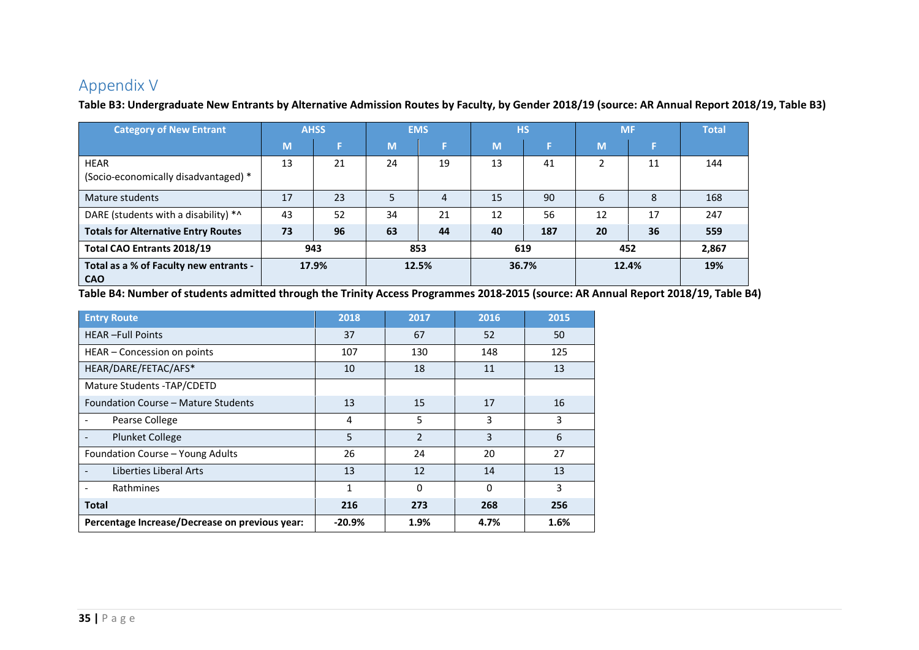# Appendix V

**Table B3: Undergraduate New Entrants by Alternative Admission Routes by Faculty, by Gender 2018/19 (source: AR Annual Report 2018/19, Table B3)**

| Category of New Entrant | AHSS | | EMS | | HS | | MF | | Total |
|---|---|---|---|---|---|---|---|---|---|
| | M | F | M | F | M | F | M | F | |
| HEAR (Socio-economically disadvantaged) * | 13 | 21 | 24 | 19 | 13 | 41 | 2 | 11 | 144 |
| Mature students | 17 | 23 | 5 | 4 | 15 | 90 | 6 | 8 | 168 |
| DARE (students with a disability) *^ | 43 | 52 | 34 | 21 | 12 | 56 | 12 | 17 | 247 |
| **Totals for Alternative Entry Routes** | **73** | **96** | **63** | **44** | **40** | **187** | **20** | **36** | **559** |
| **Total CAO Entrants 2018/19** | **943** | | **853** | | **619** | | **452** | | **2,867** |
| **Total as a % of Faculty new entrants - CAO** | **17.9%** | | **12.5%** | | **36.7%** | | **12.4%** | | **19%** |

**Table B4: Number of students admitted through the Trinity Access Programmes 2018-2015 (source: AR Annual Report 2018/19, Table B4)**

| Entry Route | 2018 | 2017 | 2016 | 2015 |
|---|---|---|---|---|
| HEAR –Full Points | 37 | 67 | 52 | 50 |
| HEAR – Concession on points | 107 | 130 | 148 | 125 |
| HEAR/DARE/FETAC/AFS* | 10 | 18 | 11 | 13 |
| Mature Students -TAP/CDETD | | | | |
| Foundation Course – Mature Students | 13 | 15 | 17 | 16 |
| - Pearse College | 4 | 5 | 3 | 3 |
| - Plunket College | 5 | 2 | 3 | 6 |
| Foundation Course – Young Adults | 26 | 24 | 20 | 27 |
| - Liberties Liberal Arts | 13 | 12 | 14 | 13 |
| - Rathmines | 1 | 0 | 0 | 3 |
| **Total** | **216** | **273** | **268** | **256** |
| **Percentage Increase/Decrease on previous year:** | **-20.9%** | **1.9%** | **4.7%** | **1.6%** |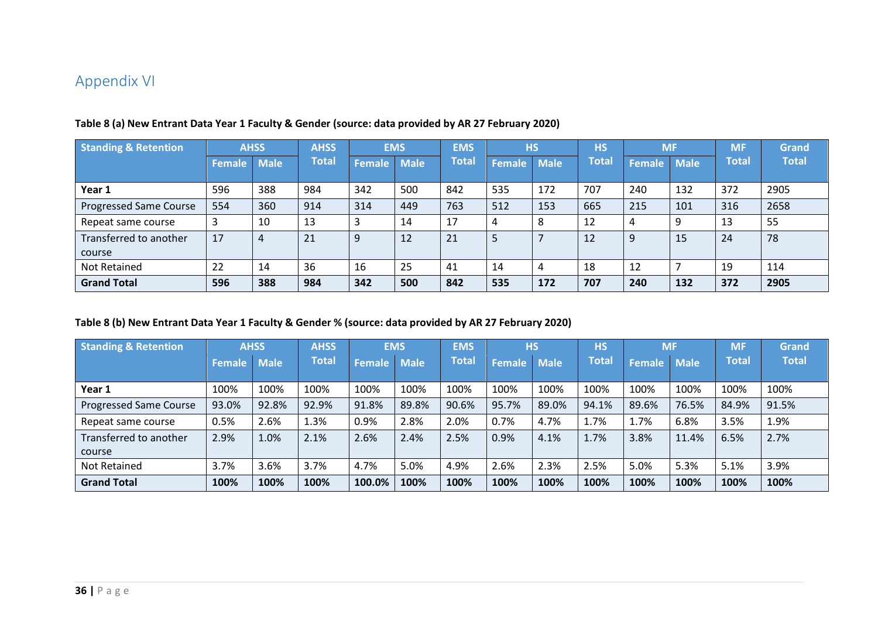# Appendix VI

**Table 8 (a) New Entrant Data Year 1 Faculty & Gender (source: data provided by AR 27 February 2020)**

| Standing & Retention | AHSS | | AHSS Total | EMS | | EMS Total | HS | | HS Total | MF | | MF Total | Grand Total |
|---|---|---|---|---|---|---|---|---|---|---|---|---|---|
| | Female | Male | | Female | Male | | Female | Male | | Female | Male | | |
| **Year 1** | 596 | 388 | 984 | 342 | 500 | 842 | 535 | 172 | 707 | 240 | 132 | 372 | 2905 |
| Progressed Same Course | 554 | 360 | 914 | 314 | 449 | 763 | 512 | 153 | 665 | 215 | 101 | 316 | 2658 |
| Repeat same course | 3 | 10 | 13 | 3 | 14 | 17 | 4 | 8 | 12 | 4 | 9 | 13 | 55 |
| Transferred to another course | 17 | 4 | 21 | 9 | 12 | 21 | 5 | 7 | 12 | 9 | 15 | 24 | 78 |
| Not Retained | 22 | 14 | 36 | 16 | 25 | 41 | 14 | 4 | 18 | 12 | 7 | 19 | 114 |
| **Grand Total** | **596** | **388** | **984** | **342** | **500** | **842** | **535** | **172** | **707** | **240** | **132** | **372** | **2905** |

**Table 8 (b) New Entrant Data Year 1 Faculty & Gender % (source: data provided by AR 27 February 2020)**

| Standing & Retention | AHSS | | AHSS Total | EMS | | EMS Total | HS | | HS Total | MF | | MF Total | Grand Total |
|---|---|---|---|---|---|---|---|---|---|---|---|---|---|
| | Female | Male | | Female | Male | | Female | Male | | Female | Male | | |
| **Year 1** | 100% | 100% | 100% | 100% | 100% | 100% | 100% | 100% | 100% | 100% | 100% | 100% | 100% |
| Progressed Same Course | 93.0% | 92.8% | 92.9% | 91.8% | 89.8% | 90.6% | 95.7% | 89.0% | 94.1% | 89.6% | 76.5% | 84.9% | 91.5% |
| Repeat same course | 0.5% | 2.6% | 1.3% | 0.9% | 2.8% | 2.0% | 0.7% | 4.7% | 1.7% | 1.7% | 6.8% | 3.5% | 1.9% |
| Transferred to another course | 2.9% | 1.0% | 2.1% | 2.6% | 2.4% | 2.5% | 0.9% | 4.1% | 1.7% | 3.8% | 11.4% | 6.5% | 2.7% |
| Not Retained | 3.7% | 3.6% | 3.7% | 4.7% | 5.0% | 4.9% | 2.6% | 2.3% | 2.5% | 5.0% | 5.3% | 5.1% | 3.9% |
| **Grand Total** | **100%** | **100%** | **100%** | **100.0%** | **100%** | **100%** | **100%** | **100%** | **100%** | **100%** | **100%** | **100%** | **100%** |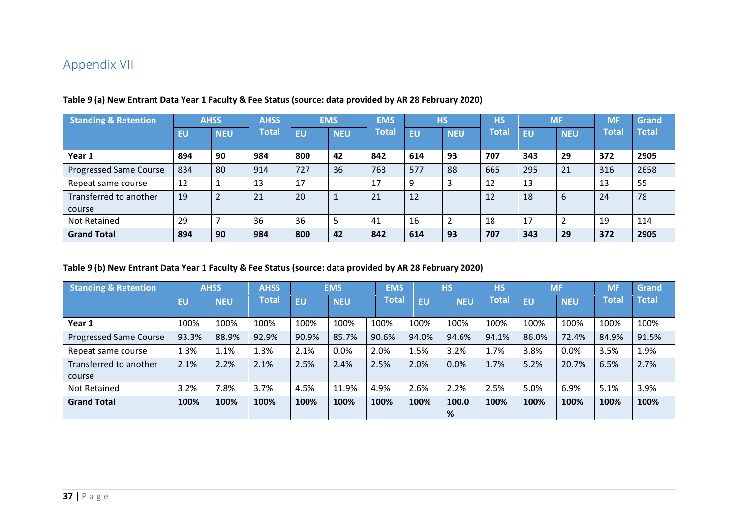# Appendix VII

**Table 9 (a) New Entrant Data Year 1 Faculty & Fee Status (source: data provided by AR 28 February 2020)**

| Standing & Retention | AHSS | | AHSS Total | EMS | | EMS Total | HS | | HS Total | MF | | MF Total | Grand Total |
|---|---|---|---|---|---|---|---|---|---|---|---|---|---|
| | EU | NEU | | EU | NEU | | EU | NEU | | EU | NEU | | |
| **Year 1** | **894** | **90** | **984** | **800** | **42** | **842** | **614** | **93** | **707** | **343** | **29** | **372** | **2905** |
| Progressed Same Course | 834 | 80 | 914 | 727 | 36 | 763 | 577 | 88 | 665 | 295 | 21 | 316 | 2658 |
| Repeat same course | 12 | 1 | 13 | 17 | | 17 | 9 | 3 | 12 | 13 | | 13 | 55 |
| Transferred to another course | 19 | 2 | 21 | 20 | 1 | 21 | 12 | | 12 | 18 | 6 | 24 | 78 |
| Not Retained | 29 | 7 | 36 | 36 | 5 | 41 | 16 | 2 | 18 | 17 | 2 | 19 | 114 |
| **Grand Total** | **894** | **90** | **984** | **800** | **42** | **842** | **614** | **93** | **707** | **343** | **29** | **372** | **2905** |

**Table 9 (b) New Entrant Data Year 1 Faculty & Fee Status (source: data provided by AR 28 February 2020)**

| Standing & Retention | AHSS | | AHSS Total | EMS | | EMS Total | HS | | HS Total | MF | | MF Total | Grand Total |
|---|---|---|---|---|---|---|---|---|---|---|---|---|---|
| | EU | NEU | | EU | NEU | | EU | NEU | | EU | NEU | | |
| **Year 1** | 100% | 100% | 100% | 100% | 100% | 100% | 100% | 100% | 100% | 100% | 100% | 100% | 100% |
| Progressed Same Course | 93.3% | 88.9% | 92.9% | 90.9% | 85.7% | 90.6% | 94.0% | 94.6% | 94.1% | 86.0% | 72.4% | 84.9% | 91.5% |
| Repeat same course | 1.3% | 1.1% | 1.3% | 2.1% | 0.0% | 2.0% | 1.5% | 3.2% | 1.7% | 3.8% | 0.0% | 3.5% | 1.9% |
| Transferred to another course | 2.1% | 2.2% | 2.1% | 2.5% | 2.4% | 2.5% | 2.0% | 0.0% | 1.7% | 5.2% | 20.7% | 6.5% | 2.7% |
| Not Retained | 3.2% | 7.8% | 3.7% | 4.5% | 11.9% | 4.9% | 2.6% | 2.2% | 2.5% | 5.0% | 6.9% | 5.1% | 3.9% |
| **Grand Total** | **100%** | **100%** | **100%** | **100%** | **100%** | **100%** | **100%** | **100.0%** | **100%** | **100%** | **100%** | **100%** | **100%** |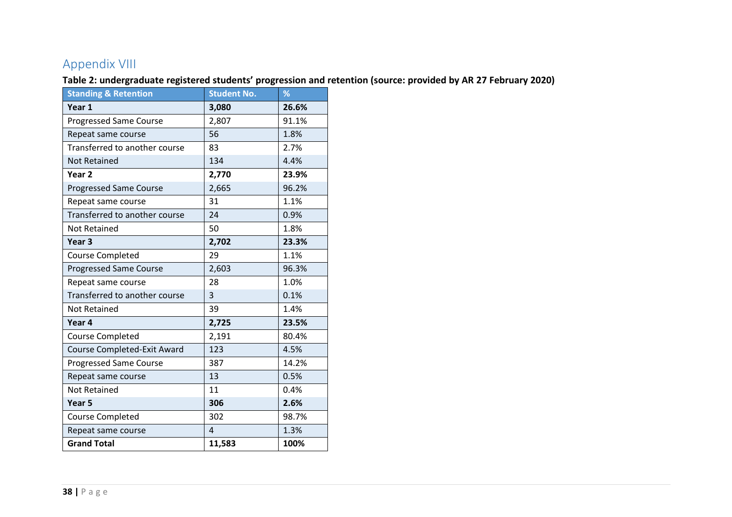# Appendix VIII

**Table 2: undergraduate registered students' progression and retention (source: provided by AR 27 February 2020)**

| Standing & Retention | Student No. | % |
|---|---|---|
| **Year 1** | **3,080** | **26.6%** |
| Progressed Same Course | 2,807 | 91.1% |
| Repeat same course | 56 | 1.8% |
| Transferred to another course | 83 | 2.7% |
| Not Retained | 134 | 4.4% |
| **Year 2** | **2,770** | **23.9%** |
| Progressed Same Course | 2,665 | 96.2% |
| Repeat same course | 31 | 1.1% |
| Transferred to another course | 24 | 0.9% |
| Not Retained | 50 | 1.8% |
| **Year 3** | **2,702** | **23.3%** |
| Course Completed | 29 | 1.1% |
| Progressed Same Course | 2,603 | 96.3% |
| Repeat same course | 28 | 1.0% |
| Transferred to another course | 3 | 0.1% |
| Not Retained | 39 | 1.4% |
| **Year 4** | **2,725** | **23.5%** |
| Course Completed | 2,191 | 80.4% |
| Course Completed-Exit Award | 123 | 4.5% |
| Progressed Same Course | 387 | 14.2% |
| Repeat same course | 13 | 0.5% |
| Not Retained | 11 | 0.4% |
| **Year 5** | **306** | **2.6%** |
| Course Completed | 302 | 98.7% |
| Repeat same course | 4 | 1.3% |
| **Grand Total** | **11,583** | **100%** |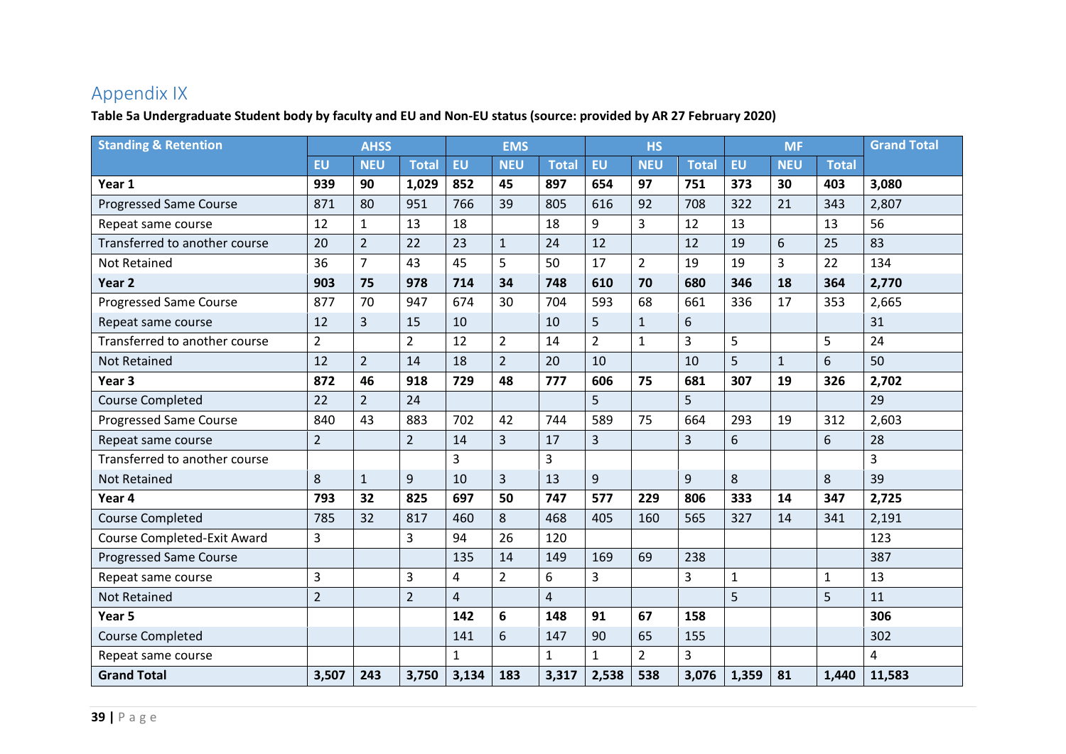# Appendix IX

**Table 5a Undergraduate Student body by faculty and EU and Non-EU status (source: provided by AR 27 February 2020)**

| Standing & Retention | AHSS | | | EMS | | | HS | | | MF | | | Grand Total |
|---|---|---|---|---|---|---|---|---|---|---|---|---|---|
| | EU | NEU | Total | EU | NEU | Total | EU | NEU | Total | EU | NEU | Total | |
| **Year 1** | **939** | **90** | **1,029** | **852** | **45** | **897** | **654** | **97** | **751** | **373** | **30** | **403** | **3,080** |
| Progressed Same Course | 871 | 80 | 951 | 766 | 39 | 805 | 616 | 92 | 708 | 322 | 21 | 343 | 2,807 |
| Repeat same course | 12 | 1 | 13 | 18 | | 18 | 9 | 3 | 12 | 13 | | 13 | 56 |
| Transferred to another course | 20 | 2 | 22 | 23 | 1 | 24 | 12 | | 12 | 19 | 6 | 25 | 83 |
| Not Retained | 36 | 7 | 43 | 45 | 5 | 50 | 17 | 2 | 19 | 19 | 3 | 22 | 134 |
| **Year 2** | **903** | **75** | **978** | **714** | **34** | **748** | **610** | **70** | **680** | **346** | **18** | **364** | **2,770** |
| Progressed Same Course | 877 | 70 | 947 | 674 | 30 | 704 | 593 | 68 | 661 | 336 | 17 | 353 | 2,665 |
| Repeat same course | 12 | 3 | 15 | 10 | | 10 | 5 | 1 | 6 | | | | 31 |
| Transferred to another course | 2 | | 2 | 12 | 2 | 14 | 2 | 1 | 3 | 5 | | 5 | 24 |
| Not Retained | 12 | 2 | 14 | 18 | 2 | 20 | 10 | | 10 | 5 | 1 | 6 | 50 |
| **Year 3** | **872** | **46** | **918** | **729** | **48** | **777** | **606** | **75** | **681** | **307** | **19** | **326** | **2,702** |
| Course Completed | 22 | 2 | 24 | | | | 5 | | 5 | | | | 29 |
| Progressed Same Course | 840 | 43 | 883 | 702 | 42 | 744 | 589 | 75 | 664 | 293 | 19 | 312 | 2,603 |
| Repeat same course | 2 | | 2 | 14 | 3 | 17 | 3 | | 3 | 6 | | 6 | 28 |
| Transferred to another course | | | | 3 | | 3 | | | | | | | 3 |
| Not Retained | 8 | 1 | 9 | 10 | 3 | 13 | 9 | | 9 | 8 | | 8 | 39 |
| **Year 4** | **793** | **32** | **825** | **697** | **50** | **747** | **577** | **229** | **806** | **333** | **14** | **347** | **2,725** |
| Course Completed | 785 | 32 | 817 | 460 | 8 | 468 | 405 | 160 | 565 | 327 | 14 | 341 | 2,191 |
| Course Completed-Exit Award | 3 | | 3 | 94 | 26 | 120 | | | | | | | 123 |
| Progressed Same Course | | | | 135 | 14 | 149 | 169 | 69 | 238 | | | | 387 |
| Repeat same course | 3 | | 3 | 4 | 2 | 6 | 3 | | 3 | 1 | | 1 | 13 |
| Not Retained | 2 | | 2 | 4 | | 4 | | | | 5 | | 5 | 11 |
| **Year 5** | | | | **142** | **6** | **148** | **91** | **67** | **158** | | | | **306** |
| Course Completed | | | | 141 | 6 | 147 | 90 | 65 | 155 | | | | 302 |
| Repeat same course | | | | 1 | | 1 | 1 | 2 | 3 | | | | 4 |
| **Grand Total** | **3,507** | **243** | **3,750** | **3,134** | **183** | **3,317** | **2,538** | **538** | **3,076** | **1,359** | **81** | **1,440** | **11,583** |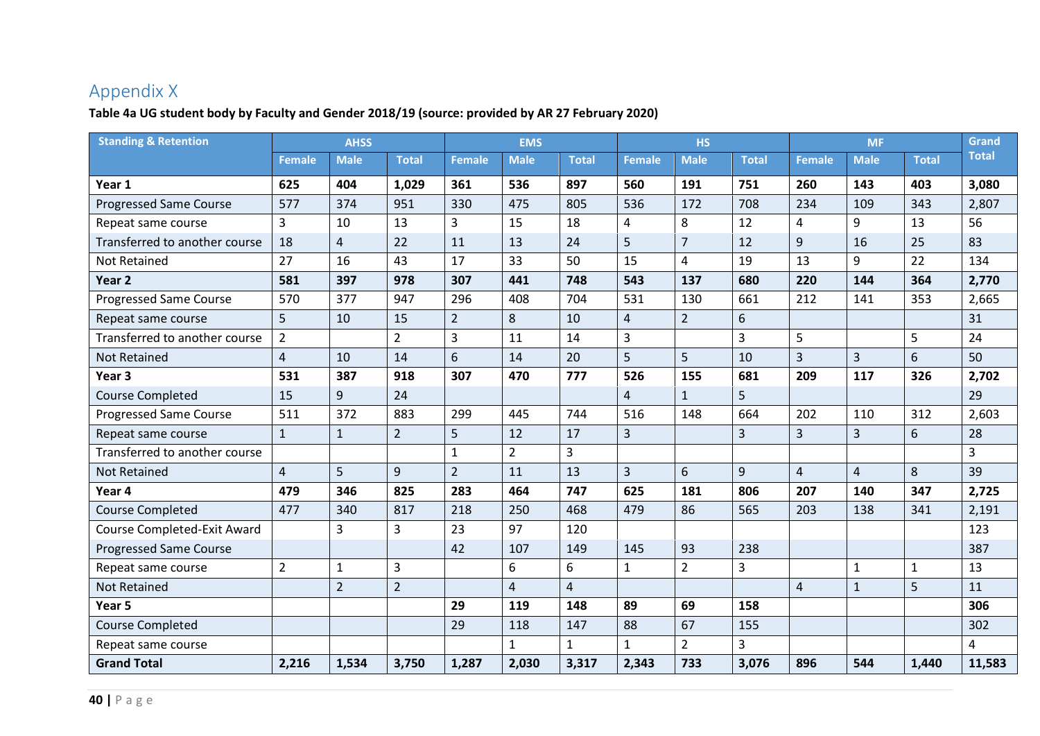# Appendix X

**Table 4a UG student body by Faculty and Gender 2018/19 (source: provided by AR 27 February 2020)**

| Standing & Retention | AHSS | | | EMS | | | HS | | | MF | | | Grand Total |
|---|---|---|---|---|---|---|---|---|---|---|---|---|---|
| | Female | Male | Total | Female | Male | Total | Female | Male | Total | Female | Male | Total | |
| **Year 1** | **625** | **404** | **1,029** | **361** | **536** | **897** | **560** | **191** | **751** | **260** | **143** | **403** | **3,080** |
| Progressed Same Course | 577 | 374 | 951 | 330 | 475 | 805 | 536 | 172 | 708 | 234 | 109 | 343 | 2,807 |
| Repeat same course | 3 | 10 | 13 | 3 | 15 | 18 | 4 | 8 | 12 | 4 | 9 | 13 | 56 |
| Transferred to another course | 18 | 4 | 22 | 11 | 13 | 24 | 5 | 7 | 12 | 9 | 16 | 25 | 83 |
| Not Retained | 27 | 16 | 43 | 17 | 33 | 50 | 15 | 4 | 19 | 13 | 9 | 22 | 134 |
| **Year 2** | **581** | **397** | **978** | **307** | **441** | **748** | **543** | **137** | **680** | **220** | **144** | **364** | **2,770** |
| Progressed Same Course | 570 | 377 | 947 | 296 | 408 | 704 | 531 | 130 | 661 | 212 | 141 | 353 | 2,665 |
| Repeat same course | 5 | 10 | 15 | 2 | 8 | 10 | 4 | 2 | 6 | | | | 31 |
| Transferred to another course | 2 | | 2 | 3 | 11 | 14 | 3 | | 3 | 5 | | 5 | 24 |
| Not Retained | 4 | 10 | 14 | 6 | 14 | 20 | 5 | 5 | 10 | 3 | 3 | 6 | 50 |
| **Year 3** | **531** | **387** | **918** | **307** | **470** | **777** | **526** | **155** | **681** | **209** | **117** | **326** | **2,702** |
| Course Completed | 15 | 9 | 24 | | | | 4 | 1 | 5 | | | | 29 |
| Progressed Same Course | 511 | 372 | 883 | 299 | 445 | 744 | 516 | 148 | 664 | 202 | 110 | 312 | 2,603 |
| Repeat same course | 1 | 1 | 2 | 5 | 12 | 17 | 3 | | 3 | 3 | 3 | 6 | 28 |
| Transferred to another course | | | | 1 | 2 | 3 | | | | | | | 3 |
| Not Retained | 4 | 5 | 9 | 2 | 11 | 13 | 3 | 6 | 9 | 4 | 4 | 8 | 39 |
| **Year 4** | **479** | **346** | **825** | **283** | **464** | **747** | **625** | **181** | **806** | **207** | **140** | **347** | **2,725** |
| Course Completed | 477 | 340 | 817 | 218 | 250 | 468 | 479 | 86 | 565 | 203 | 138 | 341 | 2,191 |
| Course Completed-Exit Award | | 3 | 3 | 23 | 97 | 120 | | | | | | | 123 |
| Progressed Same Course | | | | 42 | 107 | 149 | 145 | 93 | 238 | | | | 387 |
| Repeat same course | 2 | 1 | 3 | | 6 | 6 | 1 | 2 | 3 | | 1 | 1 | 13 |
| Not Retained | | 2 | 2 | | 4 | 4 | | | | 4 | 1 | 5 | 11 |
| **Year 5** | | | | **29** | **119** | **148** | **89** | **69** | **158** | | | | **306** |
| Course Completed | | | | 29 | 118 | 147 | 88 | 67 | 155 | | | | 302 |
| Repeat same course | | | | | 1 | 1 | 1 | 2 | 3 | | | | 4 |
| **Grand Total** | **2,216** | **1,534** | **3,750** | **1,287** | **2,030** | **3,317** | **2,343** | **733** | **3,076** | **896** | **544** | **1,440** | **11,583** |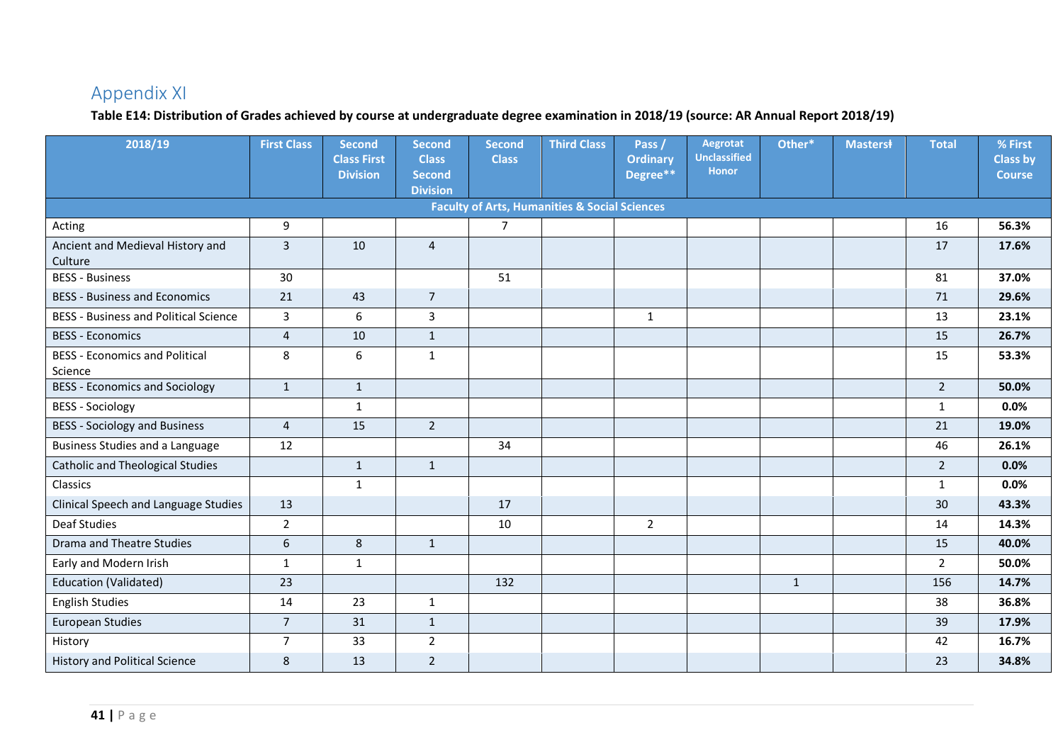## Appendix XI

**Table E14: Distribution of Grades achieved by course at undergraduate degree examination in 2018/19 (source: AR Annual Report 2018/19)**

| 2018/19 | First Class | Second Class First Division | Second Class Second Division | Second Class | Third Class | Pass / Ordinary Degree** | Aegrotat Unclassified Honor | Other* | Mastersł | Total | % First Class by Course |
|---|---|---|---|---|---|---|---|---|---|---|---|
| **Faculty of Arts, Humanities & Social Sciences** | | | | | | | | | | | |
| Acting | 9 | | | 7 | | | | | | 16 | **56.3%** |
| Ancient and Medieval History and Culture | 3 | 10 | 4 | | | | | | | 17 | **17.6%** |
| BESS - Business | 30 | | | 51 | | | | | | 81 | **37.0%** |
| BESS - Business and Economics | 21 | 43 | 7 | | | | | | | 71 | **29.6%** |
| BESS - Business and Political Science | 3 | 6 | 3 | | | 1 | | | | 13 | **23.1%** |
| BESS - Economics | 4 | 10 | 1 | | | | | | | 15 | **26.7%** |
| BESS - Economics and Political Science | 8 | 6 | 1 | | | | | | | 15 | **53.3%** |
| BESS - Economics and Sociology | 1 | 1 | | | | | | | | 2 | **50.0%** |
| BESS - Sociology | | 1 | | | | | | | | 1 | **0.0%** |
| BESS - Sociology and Business | 4 | 15 | 2 | | | | | | | 21 | **19.0%** |
| Business Studies and a Language | 12 | | | 34 | | | | | | 46 | **26.1%** |
| Catholic and Theological Studies | | 1 | 1 | | | | | | | 2 | **0.0%** |
| Classics | | 1 | | | | | | | | 1 | **0.0%** |
| Clinical Speech and Language Studies | 13 | | | 17 | | | | | | 30 | **43.3%** |
| Deaf Studies | 2 | | | 10 | | 2 | | | | 14 | **14.3%** |
| Drama and Theatre Studies | 6 | 8 | 1 | | | | | | | 15 | **40.0%** |
| Early and Modern Irish | 1 | 1 | | | | | | | | 2 | **50.0%** |
| Education (Validated) | 23 | | | 132 | | | | 1 | | 156 | **14.7%** |
| English Studies | 14 | 23 | 1 | | | | | | | 38 | **36.8%** |
| European Studies | 7 | 31 | 1 | | | | | | | 39 | **17.9%** |
| History | 7 | 33 | 2 | | | | | | | 42 | **16.7%** |
| History and Political Science | 8 | 13 | 2 | | | | | | | 23 | **34.8%** |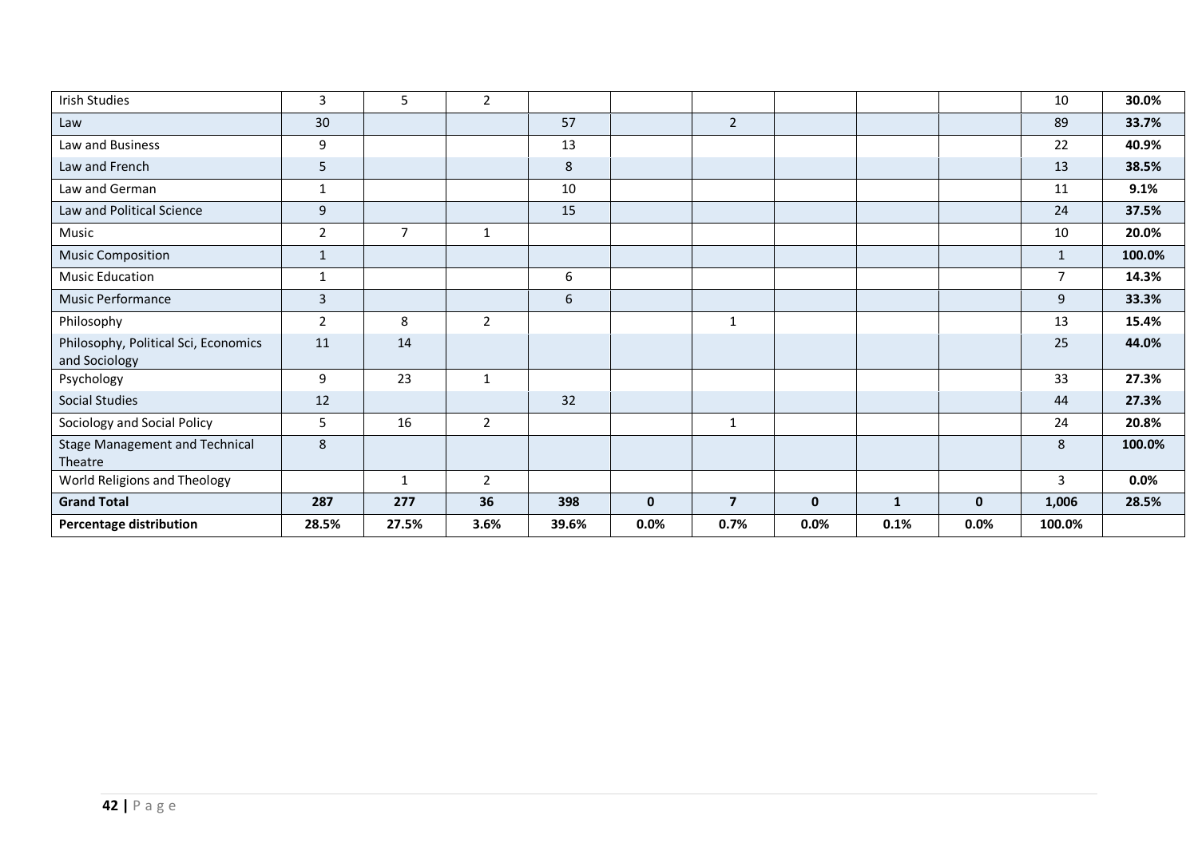| | | | | | | | | | | |
|---|---|---|---|---|---|---|---|---|---|---|
| Irish Studies | 3 | 5 | 2 | | | | | | | 10 | **30.0%** |
| Law | 30 | | | 57 | | 2 | | | | 89 | **33.7%** |
| Law and Business | 9 | | | 13 | | | | | | 22 | **40.9%** |
| Law and French | 5 | | | 8 | | | | | | 13 | **38.5%** |
| Law and German | 1 | | | 10 | | | | | | 11 | **9.1%** |
| Law and Political Science | 9 | | | 15 | | | | | | 24 | **37.5%** |
| Music | 2 | 7 | 1 | | | | | | | 10 | **20.0%** |
| Music Composition | 1 | | | | | | | | | 1 | **100.0%** |
| Music Education | 1 | | | 6 | | | | | | 7 | **14.3%** |
| Music Performance | 3 | | | 6 | | | | | | 9 | **33.3%** |
| Philosophy | 2 | 8 | 2 | | | 1 | | | | 13 | **15.4%** |
| Philosophy, Political Sci, Economics and Sociology | 11 | 14 | | | | | | | | 25 | **44.0%** |
| Psychology | 9 | 23 | 1 | | | | | | | 33 | **27.3%** |
| Social Studies | 12 | | | 32 | | | | | | 44 | **27.3%** |
| Sociology and Social Policy | 5 | 16 | 2 | | | 1 | | | | 24 | **20.8%** |
| Stage Management and Technical Theatre | 8 | | | | | | | | | 8 | **100.0%** |
| World Religions and Theology | | 1 | 2 | | | | | | | 3 | **0.0%** |
| **Grand Total** | **287** | **277** | **36** | **398** | **0** | **7** | **0** | **1** | **0** | **1,006** | **28.5%** |
| **Percentage distribution** | **28.5%** | **27.5%** | **3.6%** | **39.6%** | **0.0%** | **0.7%** | **0.0%** | **0.1%** | **0.0%** | **100.0%** | |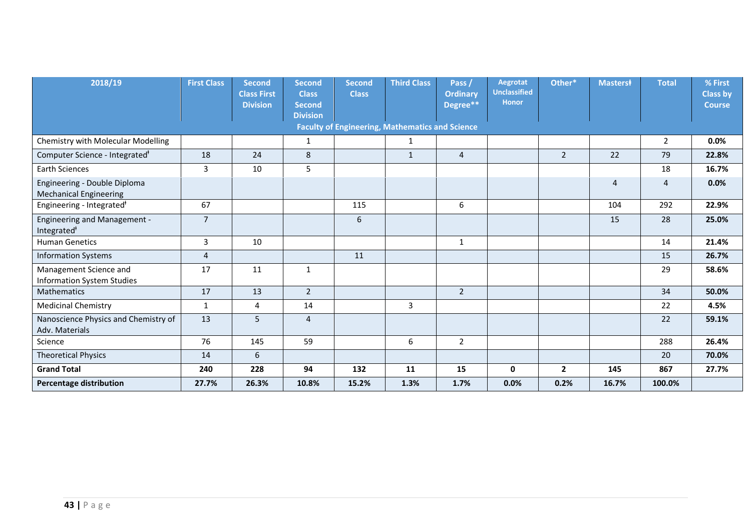| 2018/19 | First Class | Second Class First Division | Second Class Second Division | Second Class | Third Class | Pass / Ordinary Degree** | Aegrotat Unclassified Honor | Other* | Masters‡ | Total | % First Class by Course |
|---|---|---|---|---|---|---|---|---|---|---|---|
| **Faculty of Engineering, Mathematics and Science** | | | | | | | | | | | |
| Chemistry with Molecular Modelling | | | 1 | | 1 | | | | | 2 | **0.0%** |
| Computer Science - Integrated‡ | 18 | 24 | 8 | | 1 | 4 | | 2 | 22 | 79 | **22.8%** |
| Earth Sciences | 3 | 10 | 5 | | | | | | | 18 | **16.7%** |
| Engineering - Double Diploma Mechanical Engineering | | | | | | | | | 4 | 4 | **0.0%** |
| Engineering - Integrated‡ | 67 | | | 115 | | 6 | | | 104 | 292 | **22.9%** |
| Engineering and Management - Integrated‡ | 7 | | | 6 | | | | | 15 | 28 | **25.0%** |
| Human Genetics | 3 | 10 | | | | 1 | | | | 14 | **21.4%** |
| Information Systems | 4 | | | 11 | | | | | | 15 | **26.7%** |
| Management Science and Information System Studies | 17 | 11 | 1 | | | | | | | 29 | **58.6%** |
| Mathematics | 17 | 13 | 2 | | | 2 | | | | 34 | **50.0%** |
| Medicinal Chemistry | 1 | 4 | 14 | | 3 | | | | | 22 | **4.5%** |
| Nanoscience Physics and Chemistry of Adv. Materials | 13 | 5 | 4 | | | | | | | 22 | **59.1%** |
| Science | 76 | 145 | 59 | | 6 | 2 | | | | 288 | **26.4%** |
| Theoretical Physics | 14 | 6 | | | | | | | | 20 | **70.0%** |
| **Grand Total** | **240** | **228** | **94** | **132** | **11** | **15** | **0** | **2** | **145** | **867** | **27.7%** |
| **Percentage distribution** | **27.7%** | **26.3%** | **10.8%** | **15.2%** | **1.3%** | **1.7%** | **0.0%** | **0.2%** | **16.7%** | **100.0%** | |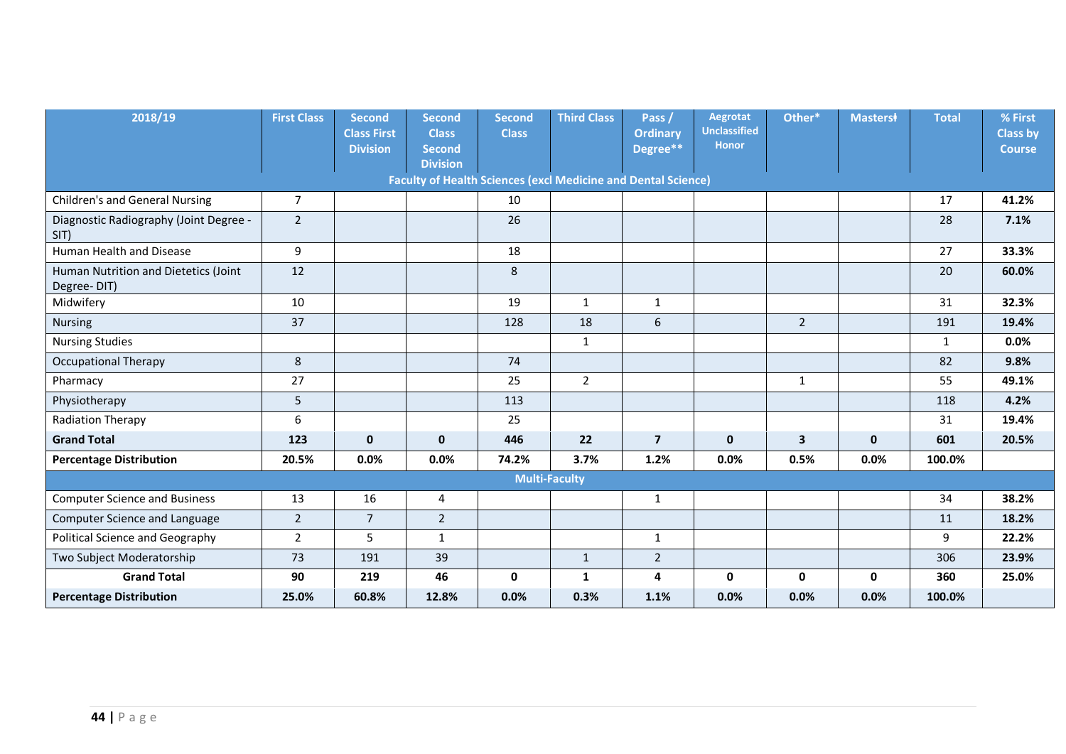| 2018/19 | First Class | Second Class First Division | Second Class Second Division | Second Class | Third Class | Pass / Ordinary Degree** | Aegrotat Unclassified Honor | Other* | Masters‡ | Total | % First Class by Course |
|---|---|---|---|---|---|---|---|---|---|---|---|
| **Faculty of Health Sciences (excl Medicine and Dental Science)** | | | | | | | | | | | |
| Children's and General Nursing | 7 | | | 10 | | | | | | 17 | **41.2%** |
| Diagnostic Radiography (Joint Degree - SIT) | 2 | | | 26 | | | | | | 28 | **7.1%** |
| Human Health and Disease | 9 | | | 18 | | | | | | 27 | **33.3%** |
| Human Nutrition and Dietetics (Joint Degree- DIT) | 12 | | | 8 | | | | | | 20 | **60.0%** |
| Midwifery | 10 | | | 19 | 1 | 1 | | | | 31 | **32.3%** |
| Nursing | 37 | | | 128 | 18 | 6 | | 2 | | 191 | **19.4%** |
| Nursing Studies | | | | | 1 | | | | | 1 | **0.0%** |
| Occupational Therapy | 8 | | | 74 | | | | | | 82 | **9.8%** |
| Pharmacy | 27 | | | 25 | 2 | | | 1 | | 55 | **49.1%** |
| Physiotherapy | 5 | | | 113 | | | | | | 118 | **4.2%** |
| Radiation Therapy | 6 | | | 25 | | | | | | 31 | **19.4%** |
| **Grand Total** | **123** | **0** | **0** | **446** | **22** | **7** | **0** | **3** | **0** | **601** | **20.5%** |
| **Percentage Distribution** | **20.5%** | **0.0%** | **0.0%** | **74.2%** | **3.7%** | **1.2%** | **0.0%** | **0.5%** | **0.0%** | **100.0%** | |
| **Multi-Faculty** | | | | | | | | | | | |
| Computer Science and Business | 13 | 16 | 4 | | | 1 | | | | 34 | **38.2%** |
| Computer Science and Language | 2 | 7 | 2 | | | | | | | 11 | **18.2%** |
| Political Science and Geography | 2 | 5 | 1 | | | 1 | | | | 9 | **22.2%** |
| Two Subject Moderatorship | 73 | 191 | 39 | | 1 | 2 | | | | 306 | **23.9%** |
| **Grand Total** | **90** | **219** | **46** | **0** | **1** | **4** | **0** | **0** | **0** | **360** | **25.0%** |
| **Percentage Distribution** | **25.0%** | **60.8%** | **12.8%** | **0.0%** | **0.3%** | **1.1%** | **0.0%** | **0.0%** | **0.0%** | **100.0%** | |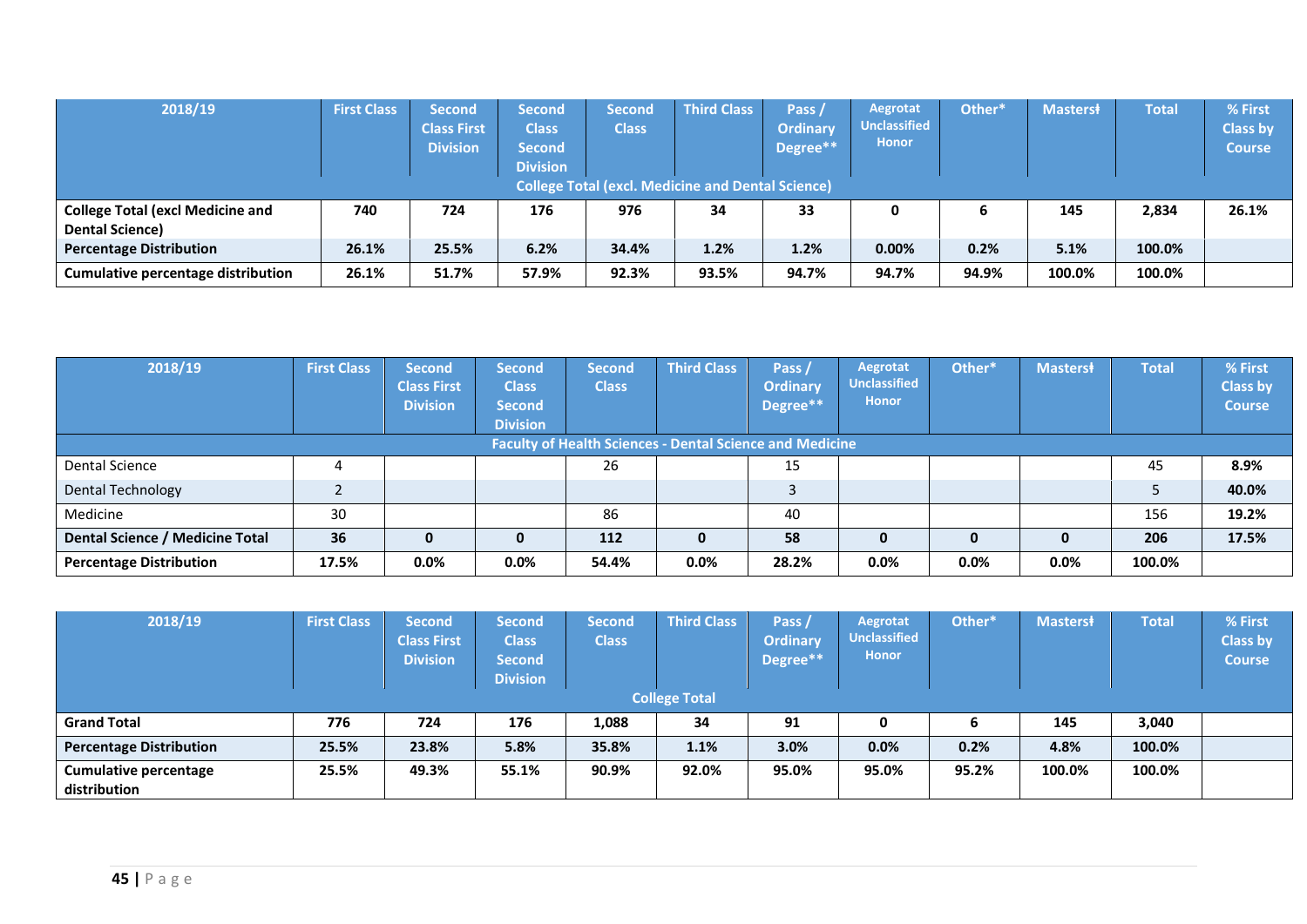| 2018/19 | First Class | Second Class First Division | Second Class Second Division | Second Class | Third Class | Pass / Ordinary Degree** | Aegrotat Unclassified Honor | Other* | Mastersǂ | Total | % First Class by Course |
|---|---|---|---|---|---|---|---|---|---|---|---|
| College Total (excl. Medicine and Dental Science) | | | | | | | | | | | |
| **College Total (excl Medicine and Dental Science)** | **740** | **724** | **176** | **976** | **34** | **33** | **0** | **6** | **145** | **2,834** | **26.1%** |
| **Percentage Distribution** | **26.1%** | **25.5%** | **6.2%** | **34.4%** | **1.2%** | **1.2%** | **0.00%** | **0.2%** | **5.1%** | **100.0%** | |
| **Cumulative percentage distribution** | **26.1%** | **51.7%** | **57.9%** | **92.3%** | **93.5%** | **94.7%** | **94.7%** | **94.9%** | **100.0%** | **100.0%** | |

| 2018/19 | First Class | Second Class First Division | Second Class Second Division | Second Class | Third Class | Pass / Ordinary Degree** | Aegrotat Unclassified Honor | Other* | Mastersǂ | Total | % First Class by Course |
|---|---|---|---|---|---|---|---|---|---|---|---|
| Faculty of Health Sciences - Dental Science and Medicine | | | | | | | | | | | |
| Dental Science | 4 | | | 26 | | 15 | | | | 45 | **8.9%** |
| Dental Technology | 2 | | | | | 3 | | | | 5 | **40.0%** |
| Medicine | 30 | | | 86 | | 40 | | | | 156 | **19.2%** |
| **Dental Science / Medicine Total** | **36** | **0** | **0** | **112** | **0** | **58** | **0** | **0** | **0** | **206** | **17.5%** |
| **Percentage Distribution** | **17.5%** | **0.0%** | **0.0%** | **54.4%** | **0.0%** | **28.2%** | **0.0%** | **0.0%** | **0.0%** | **100.0%** | |

| 2018/19 | First Class | Second Class First Division | Second Class Second Division | Second Class | Third Class | Pass / Ordinary Degree** | Aegrotat Unclassified Honor | Other* | Mastersǂ | Total | % First Class by Course |
|---|---|---|---|---|---|---|---|---|---|---|---|
| College Total | | | | | | | | | | | |
| **Grand Total** | **776** | **724** | **176** | **1,088** | **34** | **91** | **0** | **6** | **145** | **3,040** | |
| **Percentage Distribution** | **25.5%** | **23.8%** | **5.8%** | **35.8%** | **1.1%** | **3.0%** | **0.0%** | **0.2%** | **4.8%** | **100.0%** | |
| **Cumulative percentage distribution** | **25.5%** | **49.3%** | **55.1%** | **90.9%** | **92.0%** | **95.0%** | **95.0%** | **95.2%** | **100.0%** | **100.0%** | |